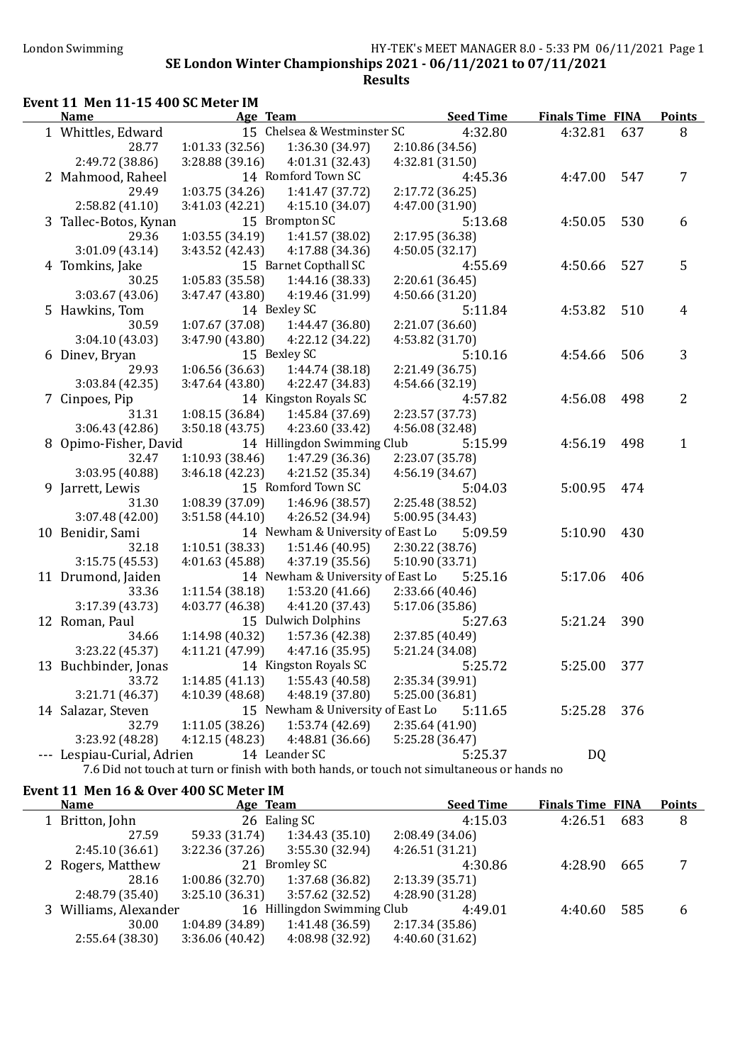**SE London Winter Championships 2021 - 06/11/2021 to 07/11/2021**

**Results**

### Event 11 Men 11-15 400 SC Meter IM

| | Name | Age | Team | Seed Time | Finals Time | FINA | Points |
|---|---|---|---|---|---|---|---|
| 1 | Whittles, Edward | 15 | Chelsea & Westminster SC | 4:32.80 | 4:32.81 | 637 | 8 |
| | 28.77 | 1:01.33 (32.56) | 1:36.30 (34.97) | 2:10.86 (34.56) | | | |
| | 2:49.72 (38.86) | 3:28.88 (39.16) | 4:01.31 (32.43) | 4:32.81 (31.50) | | | |
| 2 | Mahmood, Raheel | 14 | Romford Town SC | 4:45.36 | 4:47.00 | 547 | 7 |
| | 29.49 | 1:03.75 (34.26) | 1:41.47 (37.72) | 2:17.72 (36.25) | | | |
| | 2:58.82 (41.10) | 3:41.03 (42.21) | 4:15.10 (34.07) | 4:47.00 (31.90) | | | |
| 3 | Tallec-Botos, Kynan | 15 | Brompton SC | 5:13.68 | 4:50.05 | 530 | 6 |
| | 29.36 | 1:03.55 (34.19) | 1:41.57 (38.02) | 2:17.95 (36.38) | | | |
| | 3:01.09 (43.14) | 3:43.52 (42.43) | 4:17.88 (34.36) | 4:50.05 (32.17) | | | |
| 4 | Tomkins, Jake | 15 | Barnet Copthall SC | 4:55.69 | 4:50.66 | 527 | 5 |
| | 30.25 | 1:05.83 (35.58) | 1:44.16 (38.33) | 2:20.61 (36.45) | | | |
| | 3:03.67 (43.06) | 3:47.47 (43.80) | 4:19.46 (31.99) | 4:50.66 (31.20) | | | |
| 5 | Hawkins, Tom | 14 | Bexley SC | 5:11.84 | 4:53.82 | 510 | 4 |
| | 30.59 | 1:07.67 (37.08) | 1:44.47 (36.80) | 2:21.07 (36.60) | | | |
| | 3:04.10 (43.03) | 3:47.90 (43.80) | 4:22.12 (34.22) | 4:53.82 (31.70) | | | |
| 6 | Dinev, Bryan | 15 | Bexley SC | 5:10.16 | 4:54.66 | 506 | 3 |
| | 29.93 | 1:06.56 (36.63) | 1:44.74 (38.18) | 2:21.49 (36.75) | | | |
| | 3:03.84 (42.35) | 3:47.64 (43.80) | 4:22.47 (34.83) | 4:54.66 (32.19) | | | |
| 7 | Cinpoes, Pip | 14 | Kingston Royals SC | 4:57.82 | 4:56.08 | 498 | 2 |
| | 31.31 | 1:08.15 (36.84) | 1:45.84 (37.69) | 2:23.57 (37.73) | | | |
| | 3:06.43 (42.86) | 3:50.18 (43.75) | 4:23.60 (33.42) | 4:56.08 (32.48) | | | |
| 8 | Opimo-Fisher, David | 14 | Hillingdon Swimming Club | 5:15.99 | 4:56.19 | 498 | 1 |
| | 32.47 | 1:10.93 (38.46) | 1:47.29 (36.36) | 2:23.07 (35.78) | | | |
| | 3:03.95 (40.88) | 3:46.18 (42.23) | 4:21.52 (35.34) | 4:56.19 (34.67) | | | |
| 9 | Jarrett, Lewis | 15 | Romford Town SC | 5:04.03 | 5:00.95 | 474 | |
| | 31.30 | 1:08.39 (37.09) | 1:46.96 (38.57) | 2:25.48 (38.52) | | | |
| | 3:07.48 (42.00) | 3:51.58 (44.10) | 4:26.52 (34.94) | 5:00.95 (34.43) | | | |
| 10 | Benidir, Sami | 14 | Newham & University of East Lo | 5:09.59 | 5:10.90 | 430 | |
| | 32.18 | 1:10.51 (38.33) | 1:51.46 (40.95) | 2:30.22 (38.76) | | | |
| | 3:15.75 (45.53) | 4:01.63 (45.88) | 4:37.19 (35.56) | 5:10.90 (33.71) | | | |
| 11 | Drumond, Jaiden | 14 | Newham & University of East Lo | 5:25.16 | 5:17.06 | 406 | |
| | 33.36 | 1:11.54 (38.18) | 1:53.20 (41.66) | 2:33.66 (40.46) | | | |
| | 3:17.39 (43.73) | 4:03.77 (46.38) | 4:41.20 (37.43) | 5:17.06 (35.86) | | | |
| 12 | Roman, Paul | 15 | Dulwich Dolphins | 5:27.63 | 5:21.24 | 390 | |
| | 34.66 | 1:14.98 (40.32) | 1:57.36 (42.38) | 2:37.85 (40.49) | | | |
| | 3:23.22 (45.37) | 4:11.21 (47.99) | 4:47.16 (35.95) | 5:21.24 (34.08) | | | |
| 13 | Buchbinder, Jonas | 14 | Kingston Royals SC | 5:25.72 | 5:25.00 | 377 | |
| | 33.72 | 1:14.85 (41.13) | 1:55.43 (40.58) | 2:35.34 (39.91) | | | |
| | 3:21.71 (46.37) | 4:10.39 (48.68) | 4:48.19 (37.80) | 5:25.00 (36.81) | | | |
| 14 | Salazar, Steven | 15 | Newham & University of East Lo | 5:11.65 | 5:25.28 | 376 | |
| | 32.79 | 1:11.05 (38.26) | 1:53.74 (42.69) | 2:35.64 (41.90) | | | |
| | 3:23.92 (48.28) | 4:12.15 (48.23) | 4:48.81 (36.66) | 5:25.28 (36.47) | | | |
| --- | Lespiau-Curial, Adrien | 14 | Leander SC | 5:25.37 | DQ | | |

7.6 Did not touch at turn or finish with both hands, or touch not simultaneous or hands no

### Event 11 Men 16 & Over 400 SC Meter IM

| | Name | Age | Team | Seed Time | Finals Time | FINA | Points |
|---|---|---|---|---|---|---|---|
| 1 | Britton, John | 26 | Ealing SC | 4:15.03 | 4:26.51 | 683 | 8 |
| | 27.59 | 59.33 (31.74) | 1:34.43 (35.10) | 2:08.49 (34.06) | | | |
| | 2:45.10 (36.61) | 3:22.36 (37.26) | 3:55.30 (32.94) | 4:26.51 (31.21) | | | |
| 2 | Rogers, Matthew | 21 | Bromley SC | 4:30.86 | 4:28.90 | 665 | 7 |
| | 28.16 | 1:00.86 (32.70) | 1:37.68 (36.82) | 2:13.39 (35.71) | | | |
| | 2:48.79 (35.40) | 3:25.10 (36.31) | 3:57.62 (32.52) | 4:28.90 (31.28) | | | |
| 3 | Williams, Alexander | 16 | Hillingdon Swimming Club | 4:49.01 | 4:40.60 | 585 | 6 |
| | 30.00 | 1:04.89 (34.89) | 1:41.48 (36.59) | 2:17.34 (35.86) | | | |
| | 2:55.64 (38.30) | 3:36.06 (40.42) | 4:08.98 (32.92) | 4:40.60 (31.62) | | | |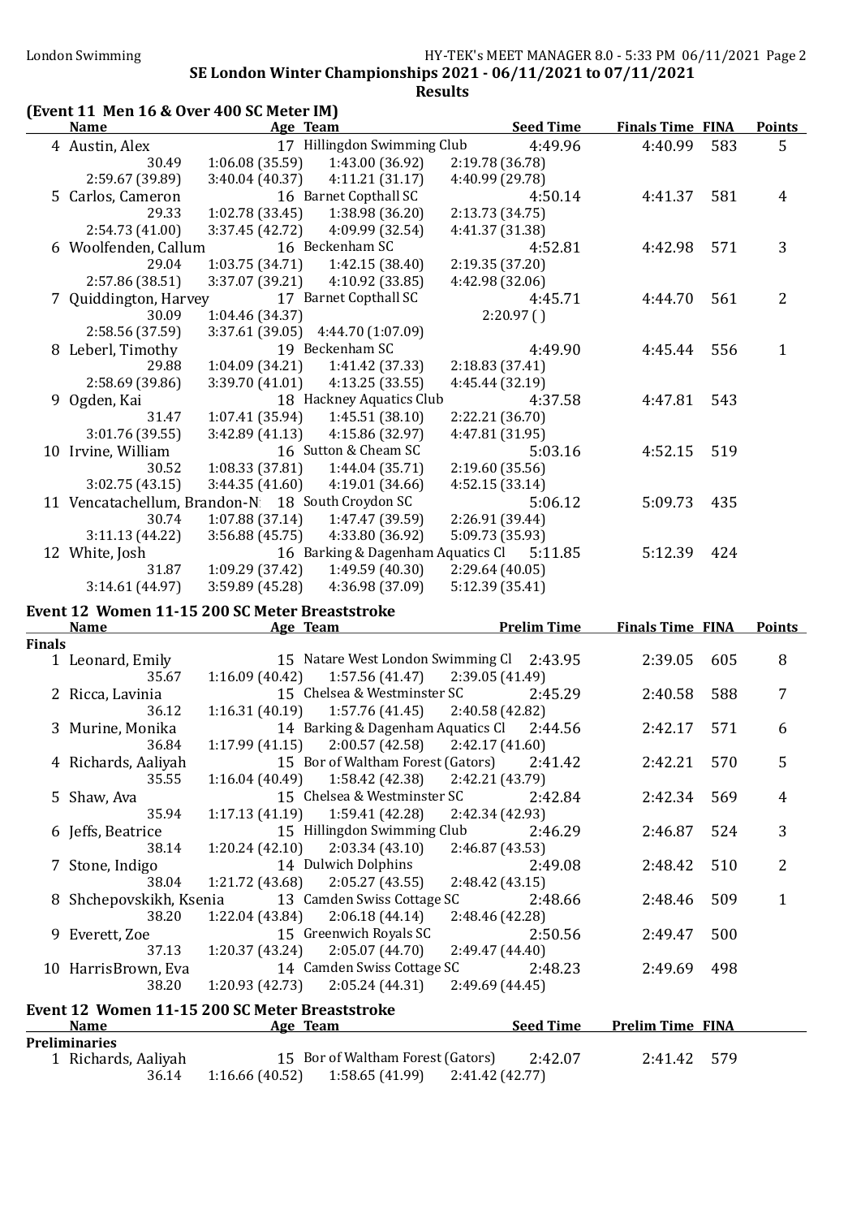SE London Winter Championships 2021 - 06/11/2021 to 07/11/2021

**Results**

## (Event 11 Men 16 & Over 400 SC Meter IM)

| | Name | Age | Team | Seed Time | Finals Time | FINA | Points |
|---|---|---|---|---|---|---|---|
| 4 | Austin, Alex | 17 | Hillingdon Swimming Club | 4:49.96 | 4:40.99 | 583 | 5 |
| | 30.49 | 1:06.08 (35.59) | 1:43.00 (36.92) | 2:19.78 (36.78) | | | |
| | 2:59.67 (39.89) | 3:40.04 (40.37) | 4:11.21 (31.17) | 4:40.99 (29.78) | | | |
| 5 | Carlos, Cameron | 16 | Barnet Copthall SC | 4:50.14 | 4:41.37 | 581 | 4 |
| | 29.33 | 1:02.78 (33.45) | 1:38.98 (36.20) | 2:13.73 (34.75) | | | |
| | 2:54.73 (41.00) | 3:37.45 (42.72) | 4:09.99 (32.54) | 4:41.37 (31.38) | | | |
| 6 | Woolfenden, Callum | 16 | Beckenham SC | 4:52.81 | 4:42.98 | 571 | 3 |
| | 29.04 | 1:03.75 (34.71) | 1:42.15 (38.40) | 2:19.35 (37.20) | | | |
| | 2:57.86 (38.51) | 3:37.07 (39.21) | 4:10.92 (33.85) | 4:42.98 (32.06) | | | |
| 7 | Quiddington, Harvey | 17 | Barnet Copthall SC | 4:45.71 | 4:44.70 | 561 | 2 |
| | 30.09 | 1:04.46 (34.37) | | 2:20.97 ( ) | | | |
| | 2:58.56 (37.59) | 3:37.61 (39.05) | 4:44.70 (1:07.09) | | | | |
| 8 | Leberl, Timothy | 19 | Beckenham SC | 4:49.90 | 4:45.44 | 556 | 1 |
| | 29.88 | 1:04.09 (34.21) | 1:41.42 (37.33) | 2:18.83 (37.41) | | | |
| | 2:58.69 (39.86) | 3:39.70 (41.01) | 4:13.25 (33.55) | 4:45.44 (32.19) | | | |
| 9 | Ogden, Kai | 18 | Hackney Aquatics Club | 4:37.58 | 4:47.81 | 543 | |
| | 31.47 | 1:07.41 (35.94) | 1:45.51 (38.10) | 2:22.21 (36.70) | | | |
| | 3:01.76 (39.55) | 3:42.89 (41.13) | 4:15.86 (32.97) | 4:47.81 (31.95) | | | |
| 10 | Irvine, William | 16 | Sutton & Cheam SC | 5:03.16 | 4:52.15 | 519 | |
| | 30.52 | 1:08.33 (37.81) | 1:44.04 (35.71) | 2:19.60 (35.56) | | | |
| | 3:02.75 (43.15) | 3:44.35 (41.60) | 4:19.01 (34.66) | 4:52.15 (33.14) | | | |
| 11 | Vencatachellum, Brandon-N | 18 | South Croydon SC | 5:06.12 | 5:09.73 | 435 | |
| | 30.74 | 1:07.88 (37.14) | 1:47.47 (39.59) | 2:26.91 (39.44) | | | |
| | 3:11.13 (44.22) | 3:56.88 (45.75) | 4:33.80 (36.92) | 5:09.73 (35.93) | | | |
| 12 | White, Josh | 16 | Barking & Dagenham Aquatics Cl | 5:11.85 | 5:12.39 | 424 | |
| | 31.87 | 1:09.29 (37.42) | 1:49.59 (40.30) | 2:29.64 (40.05) | | | |
| | 3:14.61 (44.97) | 3:59.89 (45.28) | 4:36.98 (37.09) | 5:12.39 (35.41) | | | |

## Event 12 Women 11-15 200 SC Meter Breaststroke

**Finals**

| | Name | Age | Team | Prelim Time | Finals Time | FINA | Points |
|---|---|---|---|---|---|---|---|
| 1 | Leonard, Emily | 15 | Natare West London Swimming Cl | 2:43.95 | 2:39.05 | 605 | 8 |
| | 35.67 | 1:16.09 (40.42) | 1:57.56 (41.47) | 2:39.05 (41.49) | | | |
| 2 | Ricca, Lavinia | 15 | Chelsea & Westminster SC | 2:45.29 | 2:40.58 | 588 | 7 |
| | 36.12 | 1:16.31 (40.19) | 1:57.76 (41.45) | 2:40.58 (42.82) | | | |
| 3 | Murine, Monika | 14 | Barking & Dagenham Aquatics Cl | 2:44.56 | 2:42.17 | 571 | 6 |
| | 36.84 | 1:17.99 (41.15) | 2:00.57 (42.58) | 2:42.17 (41.60) | | | |
| 4 | Richards, Aaliyah | 15 | Bor of Waltham Forest (Gators) | 2:41.42 | 2:42.21 | 570 | 5 |
| | 35.55 | 1:16.04 (40.49) | 1:58.42 (42.38) | 2:42.21 (43.79) | | | |
| 5 | Shaw, Ava | 15 | Chelsea & Westminster SC | 2:42.84 | 2:42.34 | 569 | 4 |
| | 35.94 | 1:17.13 (41.19) | 1:59.41 (42.28) | 2:42.34 (42.93) | | | |
| 6 | Jeffs, Beatrice | 15 | Hillingdon Swimming Club | 2:46.29 | 2:46.87 | 524 | 3 |
| | 38.14 | 1:20.24 (42.10) | 2:03.34 (43.10) | 2:46.87 (43.53) | | | |
| 7 | Stone, Indigo | 14 | Dulwich Dolphins | 2:49.08 | 2:48.42 | 510 | 2 |
| | 38.04 | 1:21.72 (43.68) | 2:05.27 (43.55) | 2:48.42 (43.15) | | | |
| 8 | Shchepovskikh, Ksenia | 13 | Camden Swiss Cottage SC | 2:48.66 | 2:48.46 | 509 | 1 |
| | 38.20 | 1:22.04 (43.84) | 2:06.18 (44.14) | 2:48.46 (42.28) | | | |
| 9 | Everett, Zoe | 15 | Greenwich Royals SC | 2:50.56 | 2:49.47 | 500 | |
| | 37.13 | 1:20.37 (43.24) | 2:05.07 (44.70) | 2:49.47 (44.40) | | | |
| 10 | HarrisBrown, Eva | 14 | Camden Swiss Cottage SC | 2:48.23 | 2:49.69 | 498 | |
| | 38.20 | 1:20.93 (42.73) | 2:05.24 (44.31) | 2:49.69 (44.45) | | | |

## Event 12 Women 11-15 200 SC Meter Breaststroke

**Preliminaries**

| | Name | Age | Team | Seed Time | Prelim Time | FINA |
|---|---|---|---|---|---|---|
| 1 | Richards, Aaliyah | 15 | Bor of Waltham Forest (Gators) | 2:42.07 | 2:41.42 | 579 |
| | 36.14 | 1:16.66 (40.52) | 1:58.65 (41.99) | 2:41.42 (42.77) | | |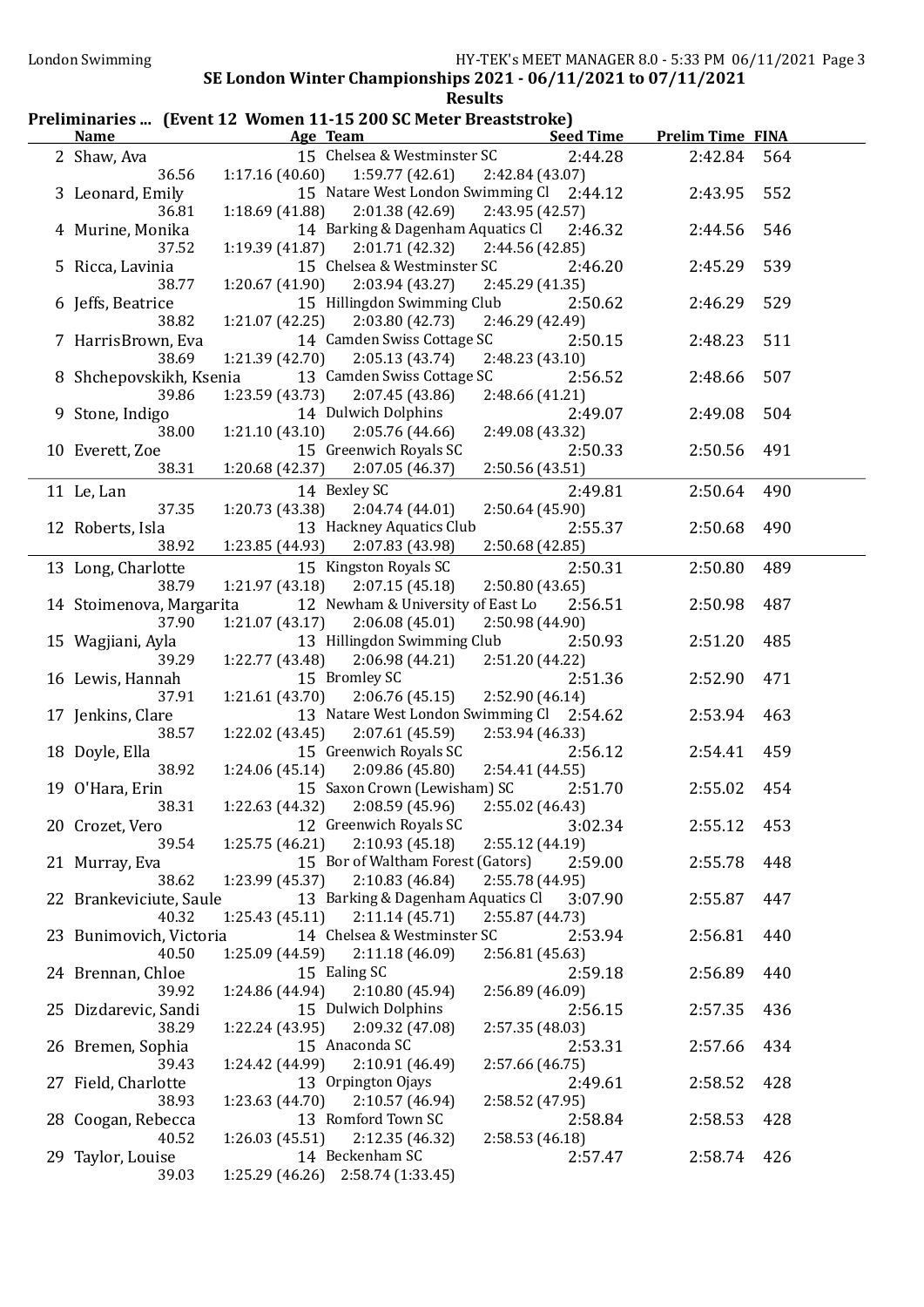SE London Winter Championships 2021 - 06/11/2021 to 07/11/2021

## Results

### Preliminaries ... (Event 12 Women 11-15 200 SC Meter Breaststroke)

| | Name | Age | Team | Seed Time | Prelim Time | FINA |
|---|---|---|---|---|---|---|
| 2 | Shaw, Ava | 15 | Chelsea & Westminster SC | 2:44.28 | 2:42.84 | 564 |
| | 36.56 | 1:17.16 (40.60) | 1:59.77 (42.61) | 2:42.84 (43.07) | | |
| 3 | Leonard, Emily | 15 | Natare West London Swimming Cl | 2:44.12 | 2:43.95 | 552 |
| | 36.81 | 1:18.69 (41.88) | 2:01.38 (42.69) | 2:43.95 (42.57) | | |
| 4 | Murine, Monika | 14 | Barking & Dagenham Aquatics Cl | 2:46.32 | 2:44.56 | 546 |
| | 37.52 | 1:19.39 (41.87) | 2:01.71 (42.32) | 2:44.56 (42.85) | | |
| 5 | Ricca, Lavinia | 15 | Chelsea & Westminster SC | 2:46.20 | 2:45.29 | 539 |
| | 38.77 | 1:20.67 (41.90) | 2:03.94 (43.27) | 2:45.29 (41.35) | | |
| 6 | Jeffs, Beatrice | 15 | Hillingdon Swimming Club | 2:50.62 | 2:46.29 | 529 |
| | 38.82 | 1:21.07 (42.25) | 2:03.80 (42.73) | 2:46.29 (42.49) | | |
| 7 | HarrisBrown, Eva | 14 | Camden Swiss Cottage SC | 2:50.15 | 2:48.23 | 511 |
| | 38.69 | 1:21.39 (42.70) | 2:05.13 (43.74) | 2:48.23 (43.10) | | |
| 8 | Shchepovskikh, Ksenia | 13 | Camden Swiss Cottage SC | 2:56.52 | 2:48.66 | 507 |
| | 39.86 | 1:23.59 (43.73) | 2:07.45 (43.86) | 2:48.66 (41.21) | | |
| 9 | Stone, Indigo | 14 | Dulwich Dolphins | 2:49.07 | 2:49.08 | 504 |
| | 38.00 | 1:21.10 (43.10) | 2:05.76 (44.66) | 2:49.08 (43.32) | | |
| 10 | Everett, Zoe | 15 | Greenwich Royals SC | 2:50.33 | 2:50.56 | 491 |
| | 38.31 | 1:20.68 (42.37) | 2:07.05 (46.37) | 2:50.56 (43.51) | | |
| 11 | Le, Lan | 14 | Bexley SC | 2:49.81 | 2:50.64 | 490 |
| | 37.35 | 1:20.73 (43.38) | 2:04.74 (44.01) | 2:50.64 (45.90) | | |
| 12 | Roberts, Isla | 13 | Hackney Aquatics Club | 2:55.37 | 2:50.68 | 490 |
| | 38.92 | 1:23.85 (44.93) | 2:07.83 (43.98) | 2:50.68 (42.85) | | |
| 13 | Long, Charlotte | 15 | Kingston Royals SC | 2:50.31 | 2:50.80 | 489 |
| | 38.79 | 1:21.97 (43.18) | 2:07.15 (45.18) | 2:50.80 (43.65) | | |
| 14 | Stoimenova, Margarita | 12 | Newham & University of East Lo | 2:56.51 | 2:50.98 | 487 |
| | 37.90 | 1:21.07 (43.17) | 2:06.08 (45.01) | 2:50.98 (44.90) | | |
| 15 | Wagjiani, Ayla | 13 | Hillingdon Swimming Club | 2:50.93 | 2:51.20 | 485 |
| | 39.29 | 1:22.77 (43.48) | 2:06.98 (44.21) | 2:51.20 (44.22) | | |
| 16 | Lewis, Hannah | 15 | Bromley SC | 2:51.36 | 2:52.90 | 471 |
| | 37.91 | 1:21.61 (43.70) | 2:06.76 (45.15) | 2:52.90 (46.14) | | |
| 17 | Jenkins, Clare | 13 | Natare West London Swimming Cl | 2:54.62 | 2:53.94 | 463 |
| | 38.57 | 1:22.02 (43.45) | 2:07.61 (45.59) | 2:53.94 (46.33) | | |
| 18 | Doyle, Ella | 15 | Greenwich Royals SC | 2:56.12 | 2:54.41 | 459 |
| | 38.92 | 1:24.06 (45.14) | 2:09.86 (45.80) | 2:54.41 (44.55) | | |
| 19 | O'Hara, Erin | 15 | Saxon Crown (Lewisham) SC | 2:51.70 | 2:55.02 | 454 |
| | 38.31 | 1:22.63 (44.32) | 2:08.59 (45.96) | 2:55.02 (46.43) | | |
| 20 | Crozet, Vero | 12 | Greenwich Royals SC | 3:02.34 | 2:55.12 | 453 |
| | 39.54 | 1:25.75 (46.21) | 2:10.93 (45.18) | 2:55.12 (44.19) | | |
| 21 | Murray, Eva | 15 | Bor of Waltham Forest (Gators) | 2:59.00 | 2:55.78 | 448 |
| | 38.62 | 1:23.99 (45.37) | 2:10.83 (46.84) | 2:55.78 (44.95) | | |
| 22 | Brankeviciute, Saule | 13 | Barking & Dagenham Aquatics Cl | 3:07.90 | 2:55.87 | 447 |
| | 40.32 | 1:25.43 (45.11) | 2:11.14 (45.71) | 2:55.87 (44.73) | | |
| 23 | Bunimovich, Victoria | 14 | Chelsea & Westminster SC | 2:53.94 | 2:56.81 | 440 |
| | 40.50 | 1:25.09 (44.59) | 2:11.18 (46.09) | 2:56.81 (45.63) | | |
| 24 | Brennan, Chloe | 15 | Ealing SC | 2:59.18 | 2:56.89 | 440 |
| | 39.92 | 1:24.86 (44.94) | 2:10.80 (45.94) | 2:56.89 (46.09) | | |
| 25 | Dizdarevic, Sandi | 15 | Dulwich Dolphins | 2:56.15 | 2:57.35 | 436 |
| | 38.29 | 1:22.24 (43.95) | 2:09.32 (47.08) | 2:57.35 (48.03) | | |
| 26 | Bremen, Sophia | 15 | Anaconda SC | 2:53.31 | 2:57.66 | 434 |
| | 39.43 | 1:24.42 (44.99) | 2:10.91 (46.49) | 2:57.66 (46.75) | | |
| 27 | Field, Charlotte | 13 | Orpington Ojays | 2:49.61 | 2:58.52 | 428 |
| | 38.93 | 1:23.63 (44.70) | 2:10.57 (46.94) | 2:58.52 (47.95) | | |
| 28 | Coogan, Rebecca | 13 | Romford Town SC | 2:58.84 | 2:58.53 | 428 |
| | 40.52 | 1:26.03 (45.51) | 2:12.35 (46.32) | 2:58.53 (46.18) | | |
| 29 | Taylor, Louise | 14 | Beckenham SC | 2:57.47 | 2:58.74 | 426 |
| | 39.03 | 1:25.29 (46.26) | 2:58.74 (1:33.45) | | | |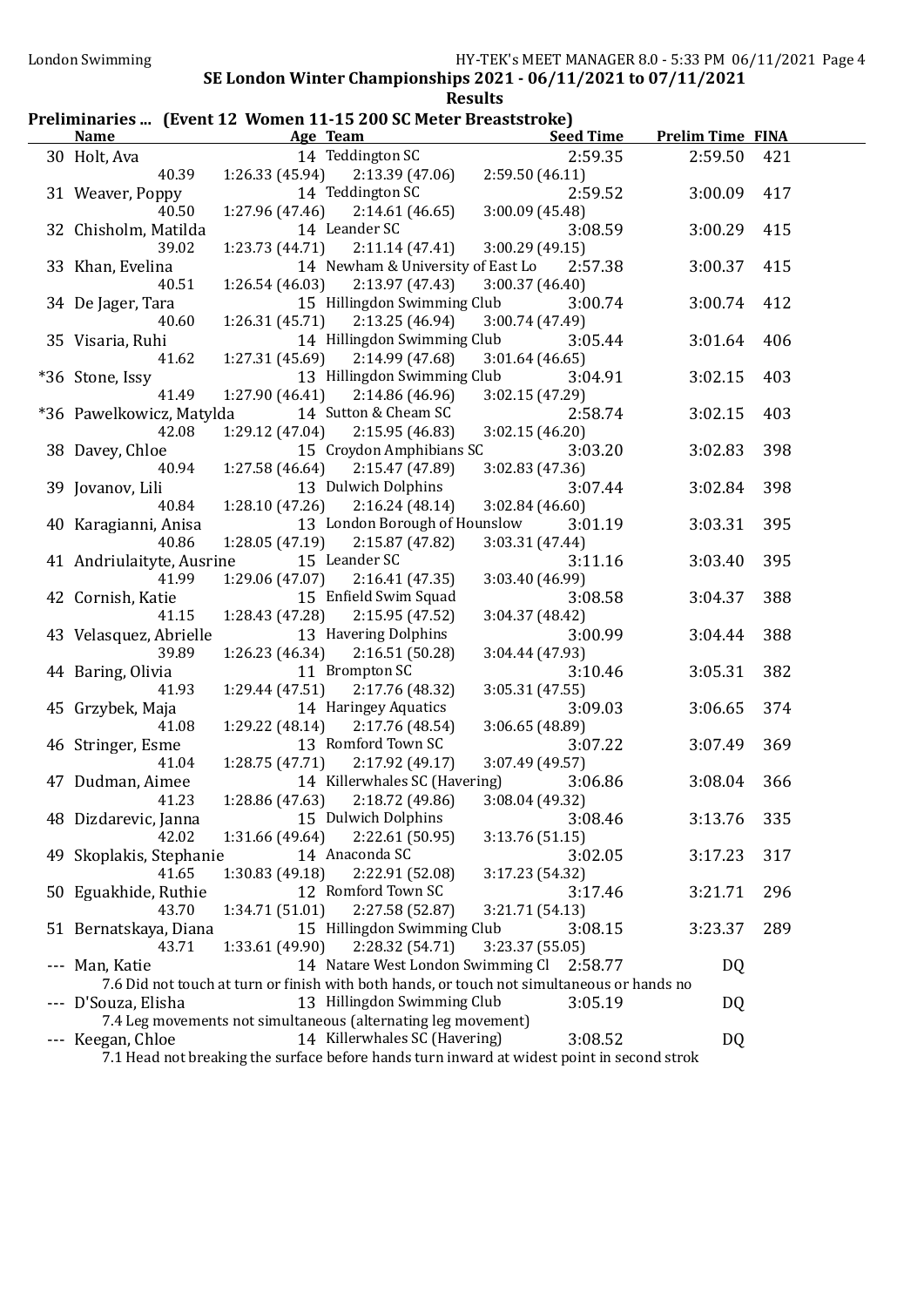SE London Winter Championships 2021 - 06/11/2021 to 07/11/2021

**Results**

## Preliminaries ... (Event 12 Women 11-15 200 SC Meter Breaststroke)

| | Name | Age | Team | Seed Time | Prelim Time | FINA |
|---|---|---|---|---|---|---|
| 30 | Holt, Ava | 14 | Teddington SC | 2:59.35 | 2:59.50 | 421 |
| | 40.39 | 1:26.33 (45.94) | 2:13.39 (47.06) | 2:59.50 (46.11) | | |
| 31 | Weaver, Poppy | 14 | Teddington SC | 2:59.52 | 3:00.09 | 417 |
| | 40.50 | 1:27.96 (47.46) | 2:14.61 (46.65) | 3:00.09 (45.48) | | |
| 32 | Chisholm, Matilda | 14 | Leander SC | 3:08.59 | 3:00.29 | 415 |
| | 39.02 | 1:23.73 (44.71) | 2:11.14 (47.41) | 3:00.29 (49.15) | | |
| 33 | Khan, Evelina | 14 | Newham & University of East Lo | 2:57.38 | 3:00.37 | 415 |
| | 40.51 | 1:26.54 (46.03) | 2:13.97 (47.43) | 3:00.37 (46.40) | | |
| 34 | De Jager, Tara | 15 | Hillingdon Swimming Club | 3:00.74 | 3:00.74 | 412 |
| | 40.60 | 1:26.31 (45.71) | 2:13.25 (46.94) | 3:00.74 (47.49) | | |
| 35 | Visaria, Ruhi | 14 | Hillingdon Swimming Club | 3:05.44 | 3:01.64 | 406 |
| | 41.62 | 1:27.31 (45.69) | 2:14.99 (47.68) | 3:01.64 (46.65) | | |
| *36 | Stone, Issy | 13 | Hillingdon Swimming Club | 3:04.91 | 3:02.15 | 403 |
| | 41.49 | 1:27.90 (46.41) | 2:14.86 (46.96) | 3:02.15 (47.29) | | |
| *36 | Pawelkowicz, Matylda | 14 | Sutton & Cheam SC | 2:58.74 | 3:02.15 | 403 |
| | 42.08 | 1:29.12 (47.04) | 2:15.95 (46.83) | 3:02.15 (46.20) | | |
| 38 | Davey, Chloe | 15 | Croydon Amphibians SC | 3:03.20 | 3:02.83 | 398 |
| | 40.94 | 1:27.58 (46.64) | 2:15.47 (47.89) | 3:02.83 (47.36) | | |
| 39 | Jovanov, Lili | 13 | Dulwich Dolphins | 3:07.44 | 3:02.84 | 398 |
| | 40.84 | 1:28.10 (47.26) | 2:16.24 (48.14) | 3:02.84 (46.60) | | |
| 40 | Karagianni, Anisa | 13 | London Borough of Hounslow | 3:01.19 | 3:03.31 | 395 |
| | 40.86 | 1:28.05 (47.19) | 2:15.87 (47.82) | 3:03.31 (47.44) | | |
| 41 | Andriulaityte, Ausrine | 15 | Leander SC | 3:11.16 | 3:03.40 | 395 |
| | 41.99 | 1:29.06 (47.07) | 2:16.41 (47.35) | 3:03.40 (46.99) | | |
| 42 | Cornish, Katie | 15 | Enfield Swim Squad | 3:08.58 | 3:04.37 | 388 |
| | 41.15 | 1:28.43 (47.28) | 2:15.95 (47.52) | 3:04.37 (48.42) | | |
| 43 | Velasquez, Abrielle | 13 | Havering Dolphins | 3:00.99 | 3:04.44 | 388 |
| | 39.89 | 1:26.23 (46.34) | 2:16.51 (50.28) | 3:04.44 (47.93) | | |
| 44 | Baring, Olivia | 11 | Brompton SC | 3:10.46 | 3:05.31 | 382 |
| | 41.93 | 1:29.44 (47.51) | 2:17.76 (48.32) | 3:05.31 (47.55) | | |
| 45 | Grzybek, Maja | 14 | Haringey Aquatics | 3:09.03 | 3:06.65 | 374 |
| | 41.08 | 1:29.22 (48.14) | 2:17.76 (48.54) | 3:06.65 (48.89) | | |
| 46 | Stringer, Esme | 13 | Romford Town SC | 3:07.22 | 3:07.49 | 369 |
| | 41.04 | 1:28.75 (47.71) | 2:17.92 (49.17) | 3:07.49 (49.57) | | |
| 47 | Dudman, Aimee | 14 | Killerwhales SC (Havering) | 3:06.86 | 3:08.04 | 366 |
| | 41.23 | 1:28.86 (47.63) | 2:18.72 (49.86) | 3:08.04 (49.32) | | |
| 48 | Dizdarevic, Janna | 15 | Dulwich Dolphins | 3:08.46 | 3:13.76 | 335 |
| | 42.02 | 1:31.66 (49.64) | 2:22.61 (50.95) | 3:13.76 (51.15) | | |
| 49 | Skoplakis, Stephanie | 14 | Anaconda SC | 3:02.05 | 3:17.23 | 317 |
| | 41.65 | 1:30.83 (49.18) | 2:22.91 (52.08) | 3:17.23 (54.32) | | |
| 50 | Eguakhide, Ruthie | 12 | Romford Town SC | 3:17.46 | 3:21.71 | 296 |
| | 43.70 | 1:34.71 (51.01) | 2:27.58 (52.87) | 3:21.71 (54.13) | | |
| 51 | Bernatskaya, Diana | 15 | Hillingdon Swimming Club | 3:08.15 | 3:23.37 | 289 |
| | 43.71 | 1:33.61 (49.90) | 2:28.32 (54.71) | 3:23.37 (55.05) | | |
| --- | Man, Katie | 14 | Natare West London Swimming Cl | 2:58.77 | DQ | |
| | 7.6 Did not touch at turn or finish with both hands, or touch not simultaneous or hands no | | | | | |
| --- | D'Souza, Elisha | 13 | Hillingdon Swimming Club | 3:05.19 | DQ | |
| | 7.4 Leg movements not simultaneous (alternating leg movement) | | | | | |
| --- | Keegan, Chloe | 14 | Killerwhales SC (Havering) | 3:08.52 | DQ | |
| | 7.1 Head not breaking the surface before hands turn inward at widest point in second strok | | | | | |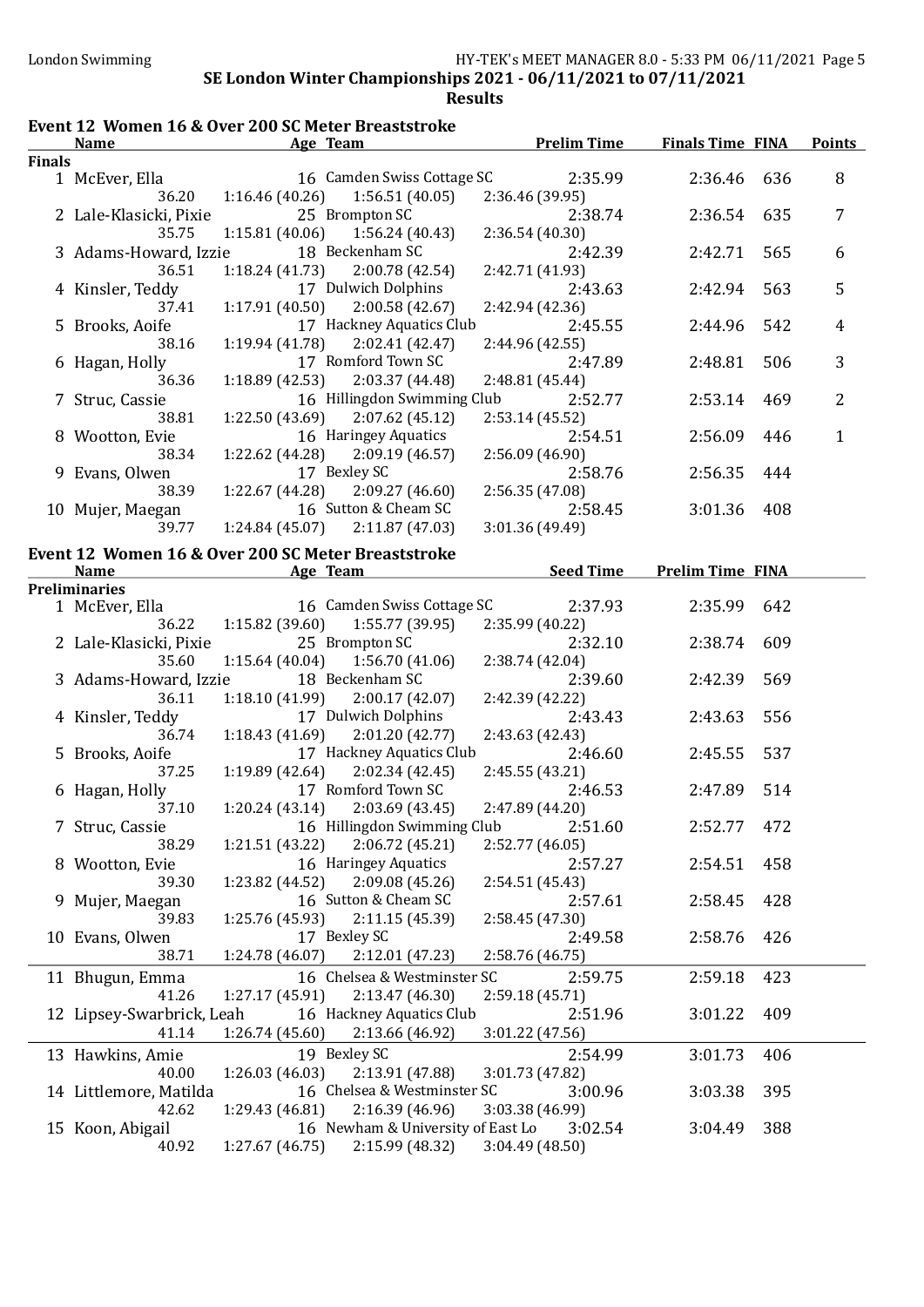## SE London Winter Championships 2021 - 06/11/2021 to 07/11/2021

**Results**

### Event 12 Women 16 & Over 200 SC Meter Breaststroke

**Finals**

| | Name | Age | Team | Prelim Time | Finals Time | FINA | Points |
|---|---|---|---|---|---|---|---|
| 1 | McEver, Ella | 16 | Camden Swiss Cottage SC | 2:35.99 | 2:36.46 | 636 | 8 |
| | 36.20 | 1:16.46 (40.26) | 1:56.51 (40.05) | 2:36.46 (39.95) | | | |
| 2 | Lale-Klasicki, Pixie | 25 | Brompton SC | 2:38.74 | 2:36.54 | 635 | 7 |
| | 35.75 | 1:15.81 (40.06) | 1:56.24 (40.43) | 2:36.54 (40.30) | | | |
| 3 | Adams-Howard, Izzie | 18 | Beckenham SC | 2:42.39 | 2:42.71 | 565 | 6 |
| | 36.51 | 1:18.24 (41.73) | 2:00.78 (42.54) | 2:42.71 (41.93) | | | |
| 4 | Kinsler, Teddy | 17 | Dulwich Dolphins | 2:43.63 | 2:42.94 | 563 | 5 |
| | 37.41 | 1:17.91 (40.50) | 2:00.58 (42.67) | 2:42.94 (42.36) | | | |
| 5 | Brooks, Aoife | 17 | Hackney Aquatics Club | 2:45.55 | 2:44.96 | 542 | 4 |
| | 38.16 | 1:19.94 (41.78) | 2:02.41 (42.47) | 2:44.96 (42.55) | | | |
| 6 | Hagan, Holly | 17 | Romford Town SC | 2:47.89 | 2:48.81 | 506 | 3 |
| | 36.36 | 1:18.89 (42.53) | 2:03.37 (44.48) | 2:48.81 (45.44) | | | |
| 7 | Struc, Cassie | 16 | Hillingdon Swimming Club | 2:52.77 | 2:53.14 | 469 | 2 |
| | 38.81 | 1:22.50 (43.69) | 2:07.62 (45.12) | 2:53.14 (45.52) | | | |
| 8 | Wootton, Evie | 16 | Haringey Aquatics | 2:54.51 | 2:56.09 | 446 | 1 |
| | 38.34 | 1:22.62 (44.28) | 2:09.19 (46.57) | 2:56.09 (46.90) | | | |
| 9 | Evans, Olwen | 17 | Bexley SC | 2:58.76 | 2:56.35 | 444 | |
| | 38.39 | 1:22.67 (44.28) | 2:09.27 (46.60) | 2:56.35 (47.08) | | | |
| 10 | Mujer, Maegan | 16 | Sutton & Cheam SC | 2:58.45 | 3:01.36 | 408 | |
| | 39.77 | 1:24.84 (45.07) | 2:11.87 (47.03) | 3:01.36 (49.49) | | | |

### Event 12 Women 16 & Over 200 SC Meter Breaststroke

**Preliminaries**

| | Name | Age | Team | Seed Time | Prelim Time | FINA |
|---|---|---|---|---|---|---|
| 1 | McEver, Ella | 16 | Camden Swiss Cottage SC | 2:37.93 | 2:35.99 | 642 |
| | 36.22 | 1:15.82 (39.60) | 1:55.77 (39.95) | 2:35.99 (40.22) | | |
| 2 | Lale-Klasicki, Pixie | 25 | Brompton SC | 2:32.10 | 2:38.74 | 609 |
| | 35.60 | 1:15.64 (40.04) | 1:56.70 (41.06) | 2:38.74 (42.04) | | |
| 3 | Adams-Howard, Izzie | 18 | Beckenham SC | 2:39.60 | 2:42.39 | 569 |
| | 36.11 | 1:18.10 (41.99) | 2:00.17 (42.07) | 2:42.39 (42.22) | | |
| 4 | Kinsler, Teddy | 17 | Dulwich Dolphins | 2:43.43 | 2:43.63 | 556 |
| | 36.74 | 1:18.43 (41.69) | 2:01.20 (42.77) | 2:43.63 (42.43) | | |
| 5 | Brooks, Aoife | 17 | Hackney Aquatics Club | 2:46.60 | 2:45.55 | 537 |
| | 37.25 | 1:19.89 (42.64) | 2:02.34 (42.45) | 2:45.55 (43.21) | | |
| 6 | Hagan, Holly | 17 | Romford Town SC | 2:46.53 | 2:47.89 | 514 |
| | 37.10 | 1:20.24 (43.14) | 2:03.69 (43.45) | 2:47.89 (44.20) | | |
| 7 | Struc, Cassie | 16 | Hillingdon Swimming Club | 2:51.60 | 2:52.77 | 472 |
| | 38.29 | 1:21.51 (43.22) | 2:06.72 (45.21) | 2:52.77 (46.05) | | |
| 8 | Wootton, Evie | 16 | Haringey Aquatics | 2:57.27 | 2:54.51 | 458 |
| | 39.30 | 1:23.82 (44.52) | 2:09.08 (45.26) | 2:54.51 (45.43) | | |
| 9 | Mujer, Maegan | 16 | Sutton & Cheam SC | 2:57.61 | 2:58.45 | 428 |
| | 39.83 | 1:25.76 (45.93) | 2:11.15 (45.39) | 2:58.45 (47.30) | | |
| 10 | Evans, Olwen | 17 | Bexley SC | 2:49.58 | 2:58.76 | 426 |
| | 38.71 | 1:24.78 (46.07) | 2:12.01 (47.23) | 2:58.76 (46.75) | | |
| 11 | Bhugun, Emma | 16 | Chelsea & Westminster SC | 2:59.75 | 2:59.18 | 423 |
| | 41.26 | 1:27.17 (45.91) | 2:13.47 (46.30) | 2:59.18 (45.71) | | |
| 12 | Lipsey-Swarbrick, Leah | 16 | Hackney Aquatics Club | 2:51.96 | 3:01.22 | 409 |
| | 41.14 | 1:26.74 (45.60) | 2:13.66 (46.92) | 3:01.22 (47.56) | | |
| 13 | Hawkins, Amie | 19 | Bexley SC | 2:54.99 | 3:01.73 | 406 |
| | 40.00 | 1:26.03 (46.03) | 2:13.91 (47.88) | 3:01.73 (47.82) | | |
| 14 | Littlemore, Matilda | 16 | Chelsea & Westminster SC | 3:00.96 | 3:03.38 | 395 |
| | 42.62 | 1:29.43 (46.81) | 2:16.39 (46.96) | 3:03.38 (46.99) | | |
| 15 | Koon, Abigail | 16 | Newham & University of East Lo | 3:02.54 | 3:04.49 | 388 |
| | 40.92 | 1:27.67 (46.75) | 2:15.99 (48.32) | 3:04.49 (48.50) | | |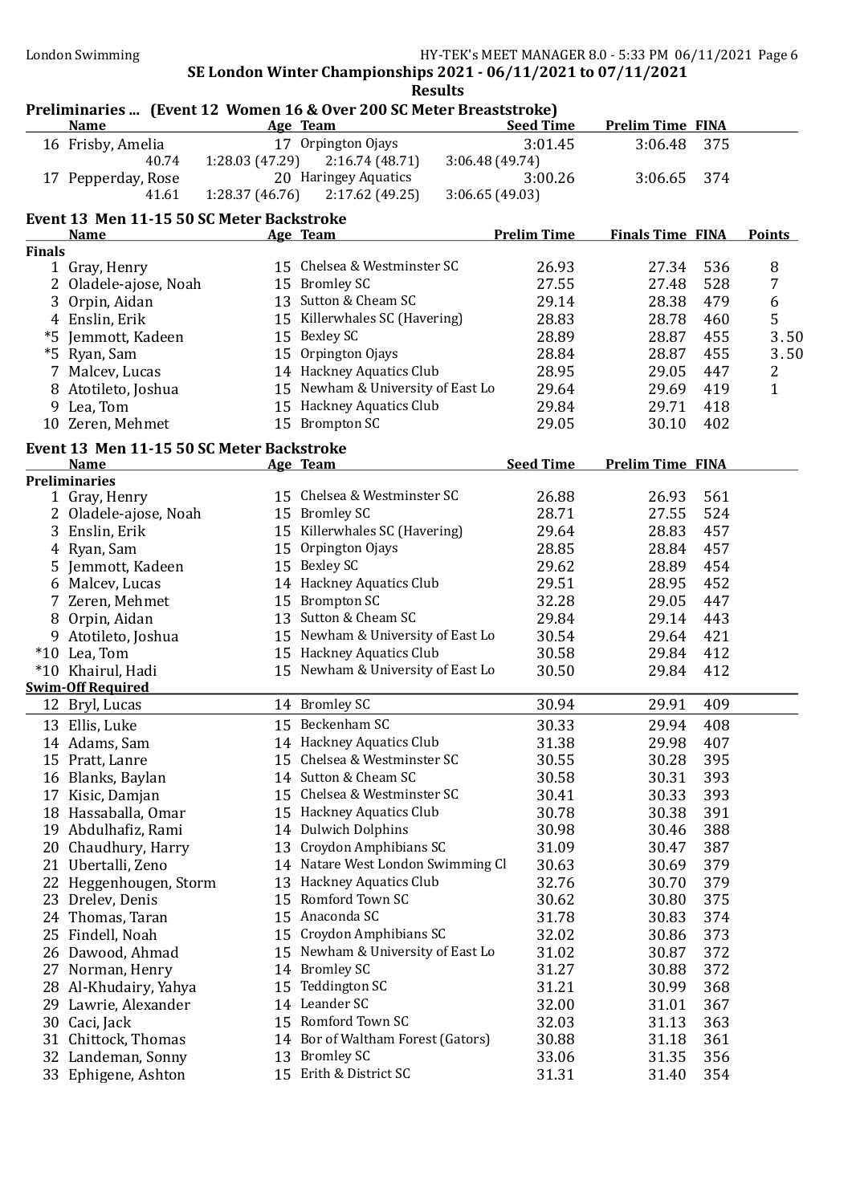## SE London Winter Championships 2021 - 06/11/2021 to 07/11/2021

### Results

### Preliminaries ... (Event 12 Women 16 & Over 200 SC Meter Breaststroke)

| | Name | Age | Team | Seed Time | Prelim Time | FINA |
|---|---|---|---|---|---|---|
| 16 | Frisby, Amelia | 17 | Orpington Ojays | 3:01.45 | 3:06.48 | 375 |
| | 40.74 | 1:28.03 (47.29) | 2:16.74 (48.71) | 3:06.48 (49.74) | | |
| 17 | Pepperday, Rose | 20 | Haringey Aquatics | 3:00.26 | 3:06.65 | 374 |
| | 41.61 | 1:28.37 (46.76) | 2:17.62 (49.25) | 3:06.65 (49.03) | | |

### Event 13 Men 11-15 50 SC Meter Backstroke

| | Name | Age | Team | Prelim Time | Finals Time | FINA | Points |
|---|---|---|---|---|---|---|---|
| **Finals** | | | | | | | |
| 1 | Gray, Henry | 15 | Chelsea & Westminster SC | 26.93 | 27.34 | 536 | 8 |
| 2 | Oladele-ajose, Noah | 15 | Bromley SC | 27.55 | 27.48 | 528 | 7 |
| 3 | Orpin, Aidan | 13 | Sutton & Cheam SC | 29.14 | 28.38 | 479 | 6 |
| 4 | Enslin, Erik | 15 | Killerwhales SC (Havering) | 28.83 | 28.78 | 460 | 5 |
| *5 | Jemmott, Kadeen | 15 | Bexley SC | 28.89 | 28.87 | 455 | 3.50 |
| *5 | Ryan, Sam | 15 | Orpington Ojays | 28.84 | 28.87 | 455 | 3.50 |
| 7 | Malcev, Lucas | 14 | Hackney Aquatics Club | 28.95 | 29.05 | 447 | 2 |
| 8 | Atotileto, Joshua | 15 | Newham & University of East Lo | 29.64 | 29.69 | 419 | 1 |
| 9 | Lea, Tom | 15 | Hackney Aquatics Club | 29.84 | 29.71 | 418 | |
| 10 | Zeren, Mehmet | 15 | Brompton SC | 29.05 | 30.10 | 402 | |

### Event 13 Men 11-15 50 SC Meter Backstroke

| | Name | Age | Team | Seed Time | Prelim Time | FINA |
|---|---|---|---|---|---|---|
| **Preliminaries** | | | | | | |
| 1 | Gray, Henry | 15 | Chelsea & Westminster SC | 26.88 | 26.93 | 561 |
| 2 | Oladele-ajose, Noah | 15 | Bromley SC | 28.71 | 27.55 | 524 |
| 3 | Enslin, Erik | 15 | Killerwhales SC (Havering) | 29.64 | 28.83 | 457 |
| 4 | Ryan, Sam | 15 | Orpington Ojays | 28.85 | 28.84 | 457 |
| 5 | Jemmott, Kadeen | 15 | Bexley SC | 29.62 | 28.89 | 454 |
| 6 | Malcev, Lucas | 14 | Hackney Aquatics Club | 29.51 | 28.95 | 452 |
| 7 | Zeren, Mehmet | 15 | Brompton SC | 32.28 | 29.05 | 447 |
| 8 | Orpin, Aidan | 13 | Sutton & Cheam SC | 29.84 | 29.14 | 443 |
| 9 | Atotileto, Joshua | 15 | Newham & University of East Lo | 30.54 | 29.64 | 421 |
| *10 | Lea, Tom | 15 | Hackney Aquatics Club | 30.58 | 29.84 | 412 |
| *10 | Khairul, Hadi | 15 | Newham & University of East Lo | 30.50 | 29.84 | 412 |
| **Swim-Off Required** | | | | | | |
| 12 | Bryl, Lucas | 14 | Bromley SC | 30.94 | 29.91 | 409 |
| 13 | Ellis, Luke | 15 | Beckenham SC | 30.33 | 29.94 | 408 |
| 14 | Adams, Sam | 14 | Hackney Aquatics Club | 31.38 | 29.98 | 407 |
| 15 | Pratt, Lanre | 15 | Chelsea & Westminster SC | 30.55 | 30.28 | 395 |
| 16 | Blanks, Baylan | 14 | Sutton & Cheam SC | 30.58 | 30.31 | 393 |
| 17 | Kisic, Damjan | 15 | Chelsea & Westminster SC | 30.41 | 30.33 | 393 |
| 18 | Hassaballa, Omar | 15 | Hackney Aquatics Club | 30.78 | 30.38 | 391 |
| 19 | Abdulhafiz, Rami | 14 | Dulwich Dolphins | 30.98 | 30.46 | 388 |
| 20 | Chaudhury, Harry | 13 | Croydon Amphibians SC | 31.09 | 30.47 | 387 |
| 21 | Ubertalli, Zeno | 14 | Natare West London Swimming Cl | 30.63 | 30.69 | 379 |
| 22 | Heggenhougen, Storm | 13 | Hackney Aquatics Club | 32.76 | 30.70 | 379 |
| 23 | Drelev, Denis | 15 | Romford Town SC | 30.62 | 30.80 | 375 |
| 24 | Thomas, Taran | 15 | Anaconda SC | 31.78 | 30.83 | 374 |
| 25 | Findell, Noah | 15 | Croydon Amphibians SC | 32.02 | 30.86 | 373 |
| 26 | Dawood, Ahmad | 15 | Newham & University of East Lo | 31.02 | 30.87 | 372 |
| 27 | Norman, Henry | 14 | Bromley SC | 31.27 | 30.88 | 372 |
| 28 | Al-Khudairy, Yahya | 15 | Teddington SC | 31.21 | 30.99 | 368 |
| 29 | Lawrie, Alexander | 14 | Leander SC | 32.00 | 31.01 | 367 |
| 30 | Caci, Jack | 15 | Romford Town SC | 32.03 | 31.13 | 363 |
| 31 | Chittock, Thomas | 14 | Bor of Waltham Forest (Gators) | 30.88 | 31.18 | 361 |
| 32 | Landeman, Sonny | 13 | Bromley SC | 33.06 | 31.35 | 356 |
| 33 | Ephigene, Ashton | 15 | Erith & District SC | 31.31 | 31.40 | 354 |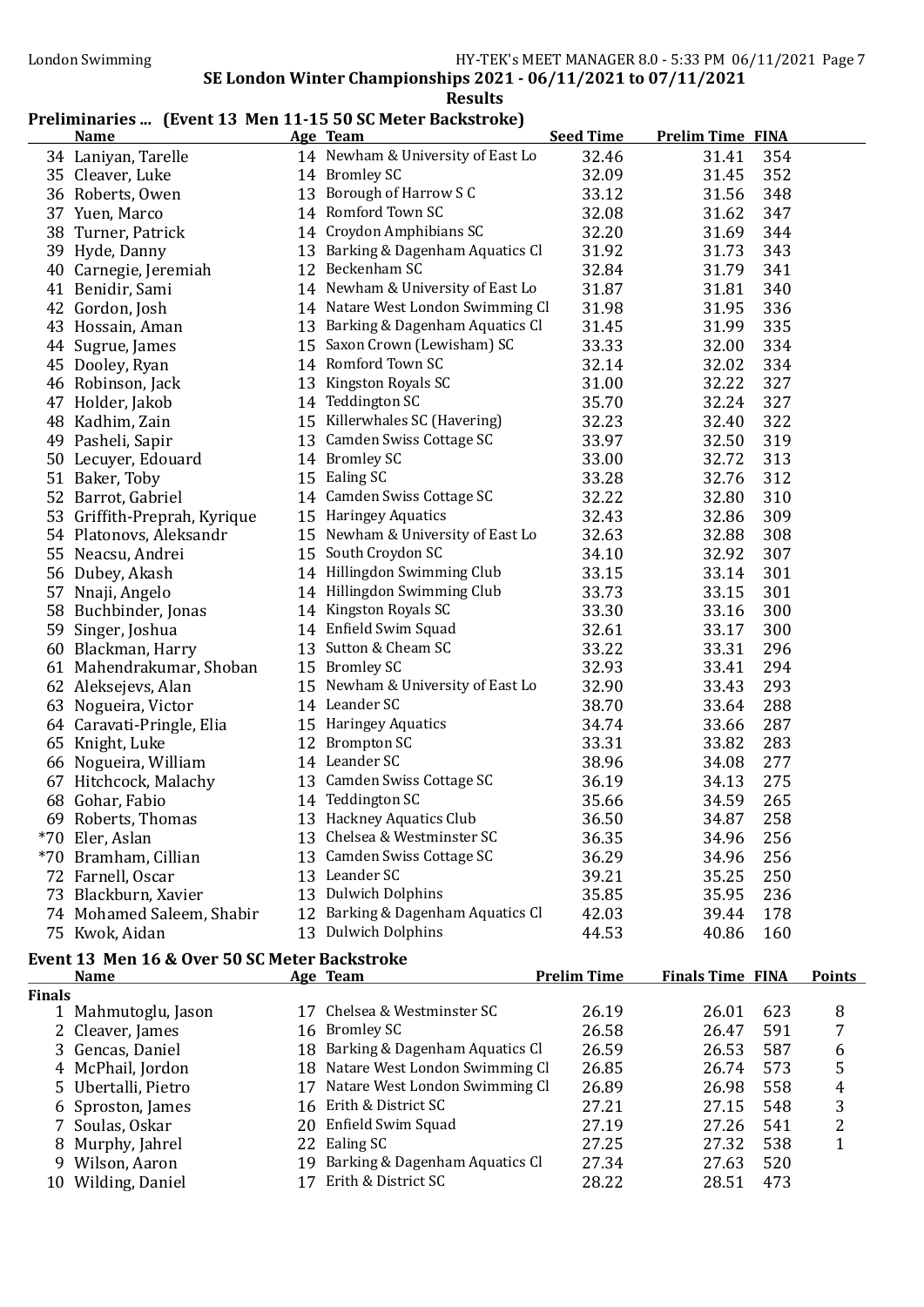SE London Winter Championships 2021 - 06/11/2021 to 07/11/2021

**Results**

## Preliminaries ... (Event 13 Men 11-15 50 SC Meter Backstroke)

| | Name | Age | Team | Seed Time | Prelim Time | FINA |
|---|---|---|---|---|---|---|
| 34 | Laniyan, Tarelle | 14 | Newham & University of East Lo | 32.46 | 31.41 | 354 |
| 35 | Cleaver, Luke | 14 | Bromley SC | 32.09 | 31.45 | 352 |
| 36 | Roberts, Owen | 13 | Borough of Harrow S C | 33.12 | 31.56 | 348 |
| 37 | Yuen, Marco | 14 | Romford Town SC | 32.08 | 31.62 | 347 |
| 38 | Turner, Patrick | 14 | Croydon Amphibians SC | 32.20 | 31.69 | 344 |
| 39 | Hyde, Danny | 13 | Barking & Dagenham Aquatics Cl | 31.92 | 31.73 | 343 |
| 40 | Carnegie, Jeremiah | 12 | Beckenham SC | 32.84 | 31.79 | 341 |
| 41 | Benidir, Sami | 14 | Newham & University of East Lo | 31.87 | 31.81 | 340 |
| 42 | Gordon, Josh | 14 | Natare West London Swimming Cl | 31.98 | 31.95 | 336 |
| 43 | Hossain, Aman | 13 | Barking & Dagenham Aquatics Cl | 31.45 | 31.99 | 335 |
| 44 | Sugrue, James | 15 | Saxon Crown (Lewisham) SC | 33.33 | 32.00 | 334 |
| 45 | Dooley, Ryan | 14 | Romford Town SC | 32.14 | 32.02 | 334 |
| 46 | Robinson, Jack | 13 | Kingston Royals SC | 31.00 | 32.22 | 327 |
| 47 | Holder, Jakob | 14 | Teddington SC | 35.70 | 32.24 | 327 |
| 48 | Kadhim, Zain | 15 | Killerwhales SC (Havering) | 32.23 | 32.40 | 322 |
| 49 | Pasheli, Sapir | 13 | Camden Swiss Cottage SC | 33.97 | 32.50 | 319 |
| 50 | Lecuyer, Edouard | 14 | Bromley SC | 33.00 | 32.72 | 313 |
| 51 | Baker, Toby | 15 | Ealing SC | 33.28 | 32.76 | 312 |
| 52 | Barrot, Gabriel | 14 | Camden Swiss Cottage SC | 32.22 | 32.80 | 310 |
| 53 | Griffith-Preprah, Kyrique | 15 | Haringey Aquatics | 32.43 | 32.86 | 309 |
| 54 | Platonovs, Aleksandr | 15 | Newham & University of East Lo | 32.63 | 32.88 | 308 |
| 55 | Neacsu, Andrei | 15 | South Croydon SC | 34.10 | 32.92 | 307 |
| 56 | Dubey, Akash | 14 | Hillingdon Swimming Club | 33.15 | 33.14 | 301 |
| 57 | Nnaji, Angelo | 14 | Hillingdon Swimming Club | 33.73 | 33.15 | 301 |
| 58 | Buchbinder, Jonas | 14 | Kingston Royals SC | 33.30 | 33.16 | 300 |
| 59 | Singer, Joshua | 14 | Enfield Swim Squad | 32.61 | 33.17 | 300 |
| 60 | Blackman, Harry | 13 | Sutton & Cheam SC | 33.22 | 33.31 | 296 |
| 61 | Mahendrakumar, Shoban | 15 | Bromley SC | 32.93 | 33.41 | 294 |
| 62 | Aleksejevs, Alan | 15 | Newham & University of East Lo | 32.90 | 33.43 | 293 |
| 63 | Nogueira, Victor | 14 | Leander SC | 38.70 | 33.64 | 288 |
| 64 | Caravati-Pringle, Elia | 15 | Haringey Aquatics | 34.74 | 33.66 | 287 |
| 65 | Knight, Luke | 12 | Brompton SC | 33.31 | 33.82 | 283 |
| 66 | Nogueira, William | 14 | Leander SC | 38.96 | 34.08 | 277 |
| 67 | Hitchcock, Malachy | 13 | Camden Swiss Cottage SC | 36.19 | 34.13 | 275 |
| 68 | Gohar, Fabio | 14 | Teddington SC | 35.66 | 34.59 | 265 |
| 69 | Roberts, Thomas | 13 | Hackney Aquatics Club | 36.50 | 34.87 | 258 |
| *70 | Eler, Aslan | 13 | Chelsea & Westminster SC | 36.35 | 34.96 | 256 |
| *70 | Bramham, Cillian | 13 | Camden Swiss Cottage SC | 36.29 | 34.96 | 256 |
| 72 | Farnell, Oscar | 13 | Leander SC | 39.21 | 35.25 | 250 |
| 73 | Blackburn, Xavier | 13 | Dulwich Dolphins | 35.85 | 35.95 | 236 |
| 74 | Mohamed Saleem, Shabir | 12 | Barking & Dagenham Aquatics Cl | 42.03 | 39.44 | 178 |
| 75 | Kwok, Aidan | 13 | Dulwich Dolphins | 44.53 | 40.86 | 160 |

## Event 13 Men 16 & Over 50 SC Meter Backstroke

**Finals**

| | Name | Age | Team | Prelim Time | Finals Time | FINA | Points |
|---|---|---|---|---|---|---|---|
| 1 | Mahmutoglu, Jason | 17 | Chelsea & Westminster SC | 26.19 | 26.01 | 623 | 8 |
| 2 | Cleaver, James | 16 | Bromley SC | 26.58 | 26.47 | 591 | 7 |
| 3 | Gencas, Daniel | 18 | Barking & Dagenham Aquatics Cl | 26.59 | 26.53 | 587 | 6 |
| 4 | McPhail, Jordon | 18 | Natare West London Swimming Cl | 26.85 | 26.74 | 573 | 5 |
| 5 | Ubertalli, Pietro | 17 | Natare West London Swimming Cl | 26.89 | 26.98 | 558 | 4 |
| 6 | Sproston, James | 16 | Erith & District SC | 27.21 | 27.15 | 548 | 3 |
| 7 | Soulas, Oskar | 20 | Enfield Swim Squad | 27.19 | 27.26 | 541 | 2 |
| 8 | Murphy, Jahrel | 22 | Ealing SC | 27.25 | 27.32 | 538 | 1 |
| 9 | Wilson, Aaron | 19 | Barking & Dagenham Aquatics Cl | 27.34 | 27.63 | 520 | |
| 10 | Wilding, Daniel | 17 | Erith & District SC | 28.22 | 28.51 | 473 | |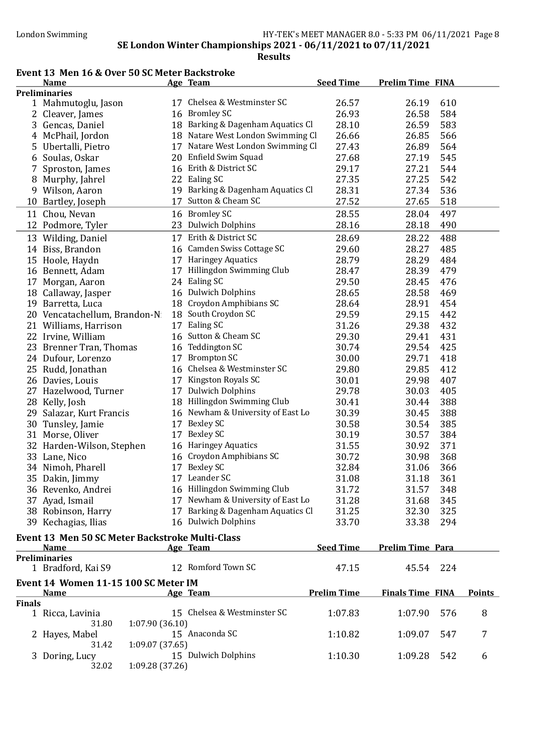London Swimming

SE London Winter Championships 2021 - 06/11/2021 to 07/11/2021

**Results**

## Event 13 Men 16 & Over 50 SC Meter Backstroke

| | Name | Age | Team | Seed Time | Prelim Time | FINA |
|---|---|---|---|---|---|---|
| **Preliminaries** | | | | | | |
| 1 | Mahmutoglu, Jason | 17 | Chelsea & Westminster SC | 26.57 | 26.19 | 610 |
| 2 | Cleaver, James | 16 | Bromley SC | 26.93 | 26.58 | 584 |
| 3 | Gencas, Daniel | 18 | Barking & Dagenham Aquatics Cl | 28.10 | 26.59 | 583 |
| 4 | McPhail, Jordon | 18 | Natare West London Swimming Cl | 26.66 | 26.85 | 566 |
| 5 | Ubertalli, Pietro | 17 | Natare West London Swimming Cl | 27.43 | 26.89 | 564 |
| 6 | Soulas, Oskar | 20 | Enfield Swim Squad | 27.68 | 27.19 | 545 |
| 7 | Sproston, James | 16 | Erith & District SC | 29.17 | 27.21 | 544 |
| 8 | Murphy, Jahrel | 22 | Ealing SC | 27.35 | 27.25 | 542 |
| 9 | Wilson, Aaron | 19 | Barking & Dagenham Aquatics Cl | 28.31 | 27.34 | 536 |
| 10 | Bartley, Joseph | 17 | Sutton & Cheam SC | 27.52 | 27.65 | 518 |
| 11 | Chou, Nevan | 16 | Bromley SC | 28.55 | 28.04 | 497 |
| 12 | Podmore, Tyler | 23 | Dulwich Dolphins | 28.16 | 28.18 | 490 |
| 13 | Wilding, Daniel | 17 | Erith & District SC | 28.69 | 28.22 | 488 |
| 14 | Biss, Brandon | 16 | Camden Swiss Cottage SC | 29.60 | 28.27 | 485 |
| 15 | Hoole, Haydn | 17 | Haringey Aquatics | 28.79 | 28.29 | 484 |
| 16 | Bennett, Adam | 17 | Hillingdon Swimming Club | 28.47 | 28.39 | 479 |
| 17 | Morgan, Aaron | 24 | Ealing SC | 29.50 | 28.45 | 476 |
| 18 | Callaway, Jasper | 16 | Dulwich Dolphins | 28.65 | 28.58 | 469 |
| 19 | Barretta, Luca | 18 | Croydon Amphibians SC | 28.64 | 28.91 | 454 |
| 20 | Vencatachellum, Brandon-N | 18 | South Croydon SC | 29.59 | 29.15 | 442 |
| 21 | Williams, Harrison | 17 | Ealing SC | 31.26 | 29.38 | 432 |
| 22 | Irvine, William | 16 | Sutton & Cheam SC | 29.30 | 29.41 | 431 |
| 23 | Brenner Tran, Thomas | 16 | Teddington SC | 30.74 | 29.54 | 425 |
| 24 | Dufour, Lorenzo | 17 | Brompton SC | 30.00 | 29.71 | 418 |
| 25 | Rudd, Jonathan | 16 | Chelsea & Westminster SC | 29.80 | 29.85 | 412 |
| 26 | Davies, Louis | 17 | Kingston Royals SC | 30.01 | 29.98 | 407 |
| 27 | Hazelwood, Turner | 17 | Dulwich Dolphins | 29.78 | 30.03 | 405 |
| 28 | Kelly, Josh | 18 | Hillingdon Swimming Club | 30.41 | 30.44 | 388 |
| 29 | Salazar, Kurt Francis | 16 | Newham & University of East Lo | 30.39 | 30.45 | 388 |
| 30 | Tunsley, Jamie | 17 | Bexley SC | 30.58 | 30.54 | 385 |
| 31 | Morse, Oliver | 17 | Bexley SC | 30.19 | 30.57 | 384 |
| 32 | Harden-Wilson, Stephen | 16 | Haringey Aquatics | 31.55 | 30.92 | 371 |
| 33 | Lane, Nico | 16 | Croydon Amphibians SC | 30.72 | 30.98 | 368 |
| 34 | Nimoh, Pharell | 17 | Bexley SC | 32.84 | 31.06 | 366 |
| 35 | Dakin, Jimmy | 17 | Leander SC | 31.08 | 31.18 | 361 |
| 36 | Revenko, Andrei | 16 | Hillingdon Swimming Club | 31.72 | 31.57 | 348 |
| 37 | Ayad, Ismail | 17 | Newham & University of East Lo | 31.28 | 31.68 | 345 |
| 38 | Robinson, Harry | 17 | Barking & Dagenham Aquatics Cl | 31.25 | 32.30 | 325 |
| 39 | Kechagias, Ilias | 16 | Dulwich Dolphins | 33.70 | 33.38 | 294 |

## Event 13 Men 50 SC Meter Backstroke Multi-Class

| | Name | Age | Team | Seed Time | Prelim Time | Para |
|---|---|---|---|---|---|---|
| **Preliminaries** | | | | | | |
| 1 | Bradford, Kai S9 | 12 | Romford Town SC | 47.15 | 45.54 | 224 |

## Event 14 Women 11-15 100 SC Meter IM

| | Name | Age | Team | Prelim Time | Finals Time | FINA | Points |
|---|---|---|---|---|---|---|---|
| **Finals** | | | | | | | |
| 1 | Ricca, Lavinia | 15 | Chelsea & Westminster SC | 1:07.83 | 1:07.90 | 576 | 8 |
| | 31.80 | | 1:07.90 (36.10) | | | | |
| 2 | Hayes, Mabel | 15 | Anaconda SC | 1:10.82 | 1:09.07 | 547 | 7 |
| | 31.42 | | 1:09.07 (37.65) | | | | |
| 3 | Doring, Lucy | 15 | Dulwich Dolphins | 1:10.30 | 1:09.28 | 542 | 6 |
| | 32.02 | | 1:09.28 (37.26) | | | | |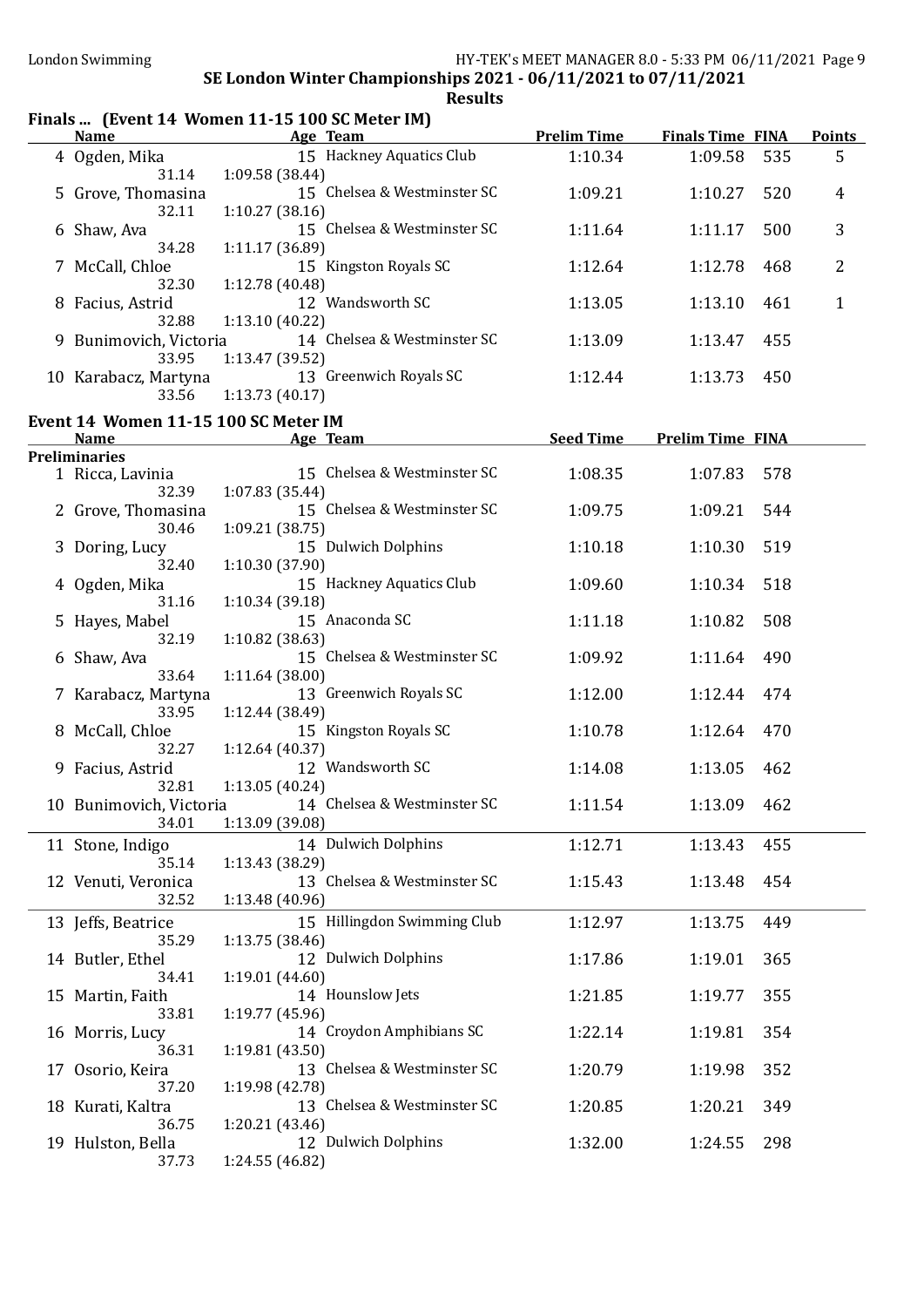SE London Winter Championships 2021 - 06/11/2021 to 07/11/2021

**Results**

## Finals ... (Event 14 Women 11-15 100 SC Meter IM)

| | Name | Age | Team | Prelim Time | Finals Time | FINA | Points |
|---|---|---|---|---|---|---|---|
| 4 | Ogden, Mika | 15 | Hackney Aquatics Club | 1:10.34 | 1:09.58 | 535 | 5 |
| | 31.14 | 1:09.58 (38.44) | | | | | |
| 5 | Grove, Thomasina | 15 | Chelsea & Westminster SC | 1:09.21 | 1:10.27 | 520 | 4 |
| | 32.11 | 1:10.27 (38.16) | | | | | |
| 6 | Shaw, Ava | 15 | Chelsea & Westminster SC | 1:11.64 | 1:11.17 | 500 | 3 |
| | 34.28 | 1:11.17 (36.89) | | | | | |
| 7 | McCall, Chloe | 15 | Kingston Royals SC | 1:12.64 | 1:12.78 | 468 | 2 |
| | 32.30 | 1:12.78 (40.48) | | | | | |
| 8 | Facius, Astrid | 12 | Wandsworth SC | 1:13.05 | 1:13.10 | 461 | 1 |
| | 32.88 | 1:13.10 (40.22) | | | | | |
| 9 | Bunimovich, Victoria | 14 | Chelsea & Westminster SC | 1:13.09 | 1:13.47 | 455 | |
| | 33.95 | 1:13.47 (39.52) | | | | | |
| 10 | Karabacz, Martyna | 13 | Greenwich Royals SC | 1:12.44 | 1:13.73 | 450 | |
| | 33.56 | 1:13.73 (40.17) | | | | | |

## Event 14 Women 11-15 100 SC Meter IM

**Preliminaries**

| | Name | Age | Team | Seed Time | Prelim Time | FINA |
|---|---|---|---|---|---|---|
| 1 | Ricca, Lavinia | 15 | Chelsea & Westminster SC | 1:08.35 | 1:07.83 | 578 |
| | 32.39 | 1:07.83 (35.44) | | | | |
| 2 | Grove, Thomasina | 15 | Chelsea & Westminster SC | 1:09.75 | 1:09.21 | 544 |
| | 30.46 | 1:09.21 (38.75) | | | | |
| 3 | Doring, Lucy | 15 | Dulwich Dolphins | 1:10.18 | 1:10.30 | 519 |
| | 32.40 | 1:10.30 (37.90) | | | | |
| 4 | Ogden, Mika | 15 | Hackney Aquatics Club | 1:09.60 | 1:10.34 | 518 |
| | 31.16 | 1:10.34 (39.18) | | | | |
| 5 | Hayes, Mabel | 15 | Anaconda SC | 1:11.18 | 1:10.82 | 508 |
| | 32.19 | 1:10.82 (38.63) | | | | |
| 6 | Shaw, Ava | 15 | Chelsea & Westminster SC | 1:09.92 | 1:11.64 | 490 |
| | 33.64 | 1:11.64 (38.00) | | | | |
| 7 | Karabacz, Martyna | 13 | Greenwich Royals SC | 1:12.00 | 1:12.44 | 474 |
| | 33.95 | 1:12.44 (38.49) | | | | |
| 8 | McCall, Chloe | 15 | Kingston Royals SC | 1:10.78 | 1:12.64 | 470 |
| | 32.27 | 1:12.64 (40.37) | | | | |
| 9 | Facius, Astrid | 12 | Wandsworth SC | 1:14.08 | 1:13.05 | 462 |
| | 32.81 | 1:13.05 (40.24) | | | | |
| 10 | Bunimovich, Victoria | 14 | Chelsea & Westminster SC | 1:11.54 | 1:13.09 | 462 |
| | 34.01 | 1:13.09 (39.08) | | | | |
| 11 | Stone, Indigo | 14 | Dulwich Dolphins | 1:12.71 | 1:13.43 | 455 |
| | 35.14 | 1:13.43 (38.29) | | | | |
| 12 | Venuti, Veronica | 13 | Chelsea & Westminster SC | 1:15.43 | 1:13.48 | 454 |
| | 32.52 | 1:13.48 (40.96) | | | | |
| 13 | Jeffs, Beatrice | 15 | Hillingdon Swimming Club | 1:12.97 | 1:13.75 | 449 |
| | 35.29 | 1:13.75 (38.46) | | | | |
| 14 | Butler, Ethel | 12 | Dulwich Dolphins | 1:17.86 | 1:19.01 | 365 |
| | 34.41 | 1:19.01 (44.60) | | | | |
| 15 | Martin, Faith | 14 | Hounslow Jets | 1:21.85 | 1:19.77 | 355 |
| | 33.81 | 1:19.77 (45.96) | | | | |
| 16 | Morris, Lucy | 14 | Croydon Amphibians SC | 1:22.14 | 1:19.81 | 354 |
| | 36.31 | 1:19.81 (43.50) | | | | |
| 17 | Osorio, Keira | 13 | Chelsea & Westminster SC | 1:20.79 | 1:19.98 | 352 |
| | 37.20 | 1:19.98 (42.78) | | | | |
| 18 | Kurati, Kaltra | 13 | Chelsea & Westminster SC | 1:20.85 | 1:20.21 | 349 |
| | 36.75 | 1:20.21 (43.46) | | | | |
| 19 | Hulston, Bella | 12 | Dulwich Dolphins | 1:32.00 | 1:24.55 | 298 |
| | 37.73 | 1:24.55 (46.82) | | | | |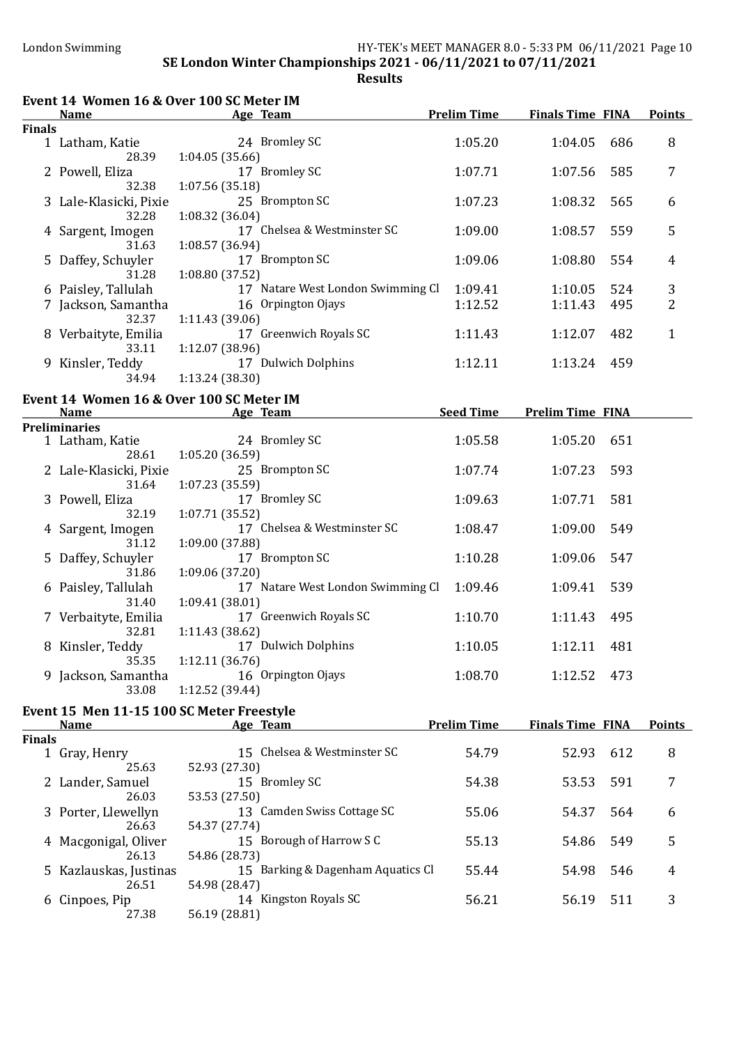SE London Winter Championships 2021 - 06/11/2021 to 07/11/2021

**Results**

## Event 14 Women 16 & Over 100 SC Meter IM

| | Name | Age | Team | Prelim Time | Finals Time | FINA | Points |
|---|---|---|---|---|---|---|---|
| **Finals** | | | | | | | |
| 1 | Latham, Katie | 24 | Bromley SC | 1:05.20 | 1:04.05 | 686 | 8 |
| | 28.39 | 1:04.05 (35.66) | | | | | |
| 2 | Powell, Eliza | 17 | Bromley SC | 1:07.71 | 1:07.56 | 585 | 7 |
| | 32.38 | 1:07.56 (35.18) | | | | | |
| 3 | Lale-Klasicki, Pixie | 25 | Brompton SC | 1:07.23 | 1:08.32 | 565 | 6 |
| | 32.28 | 1:08.32 (36.04) | | | | | |
| 4 | Sargent, Imogen | 17 | Chelsea & Westminster SC | 1:09.00 | 1:08.57 | 559 | 5 |
| | 31.63 | 1:08.57 (36.94) | | | | | |
| 5 | Daffey, Schuyler | 17 | Brompton SC | 1:09.06 | 1:08.80 | 554 | 4 |
| | 31.28 | 1:08.80 (37.52) | | | | | |
| 6 | Paisley, Tallulah | 17 | Natare West London Swimming Cl | 1:09.41 | 1:10.05 | 524 | 3 |
| 7 | Jackson, Samantha | 16 | Orpington Ojays | 1:12.52 | 1:11.43 | 495 | 2 |
| | 32.37 | 1:11.43 (39.06) | | | | | |
| 8 | Verbaityte, Emilia | 17 | Greenwich Royals SC | 1:11.43 | 1:12.07 | 482 | 1 |
| | 33.11 | 1:12.07 (38.96) | | | | | |
| 9 | Kinsler, Teddy | 17 | Dulwich Dolphins | 1:12.11 | 1:13.24 | 459 | |
| | 34.94 | 1:13.24 (38.30) | | | | | |

## Event 14 Women 16 & Over 100 SC Meter IM

| | Name | Age | Team | Seed Time | Prelim Time | FINA |
|---|---|---|---|---|---|---|
| **Preliminaries** | | | | | | |
| 1 | Latham, Katie | 24 | Bromley SC | 1:05.58 | 1:05.20 | 651 |
| | 28.61 | 1:05.20 (36.59) | | | | |
| 2 | Lale-Klasicki, Pixie | 25 | Brompton SC | 1:07.74 | 1:07.23 | 593 |
| | 31.64 | 1:07.23 (35.59) | | | | |
| 3 | Powell, Eliza | 17 | Bromley SC | 1:09.63 | 1:07.71 | 581 |
| | 32.19 | 1:07.71 (35.52) | | | | |
| 4 | Sargent, Imogen | 17 | Chelsea & Westminster SC | 1:08.47 | 1:09.00 | 549 |
| | 31.12 | 1:09.00 (37.88) | | | | |
| 5 | Daffey, Schuyler | 17 | Brompton SC | 1:10.28 | 1:09.06 | 547 |
| | 31.86 | 1:09.06 (37.20) | | | | |
| 6 | Paisley, Tallulah | 17 | Natare West London Swimming Cl | 1:09.46 | 1:09.41 | 539 |
| | 31.40 | 1:09.41 (38.01) | | | | |
| 7 | Verbaityte, Emilia | 17 | Greenwich Royals SC | 1:10.70 | 1:11.43 | 495 |
| | 32.81 | 1:11.43 (38.62) | | | | |
| 8 | Kinsler, Teddy | 17 | Dulwich Dolphins | 1:10.05 | 1:12.11 | 481 |
| | 35.35 | 1:12.11 (36.76) | | | | |
| 9 | Jackson, Samantha | 16 | Orpington Ojays | 1:08.70 | 1:12.52 | 473 |
| | 33.08 | 1:12.52 (39.44) | | | | |

## Event 15 Men 11-15 100 SC Meter Freestyle

| | Name | Age | Team | Prelim Time | Finals Time | FINA | Points |
|---|---|---|---|---|---|---|---|
| **Finals** | | | | | | | |
| 1 | Gray, Henry | 15 | Chelsea & Westminster SC | 54.79 | 52.93 | 612 | 8 |
| | 25.63 | 52.93 (27.30) | | | | | |
| 2 | Lander, Samuel | 15 | Bromley SC | 54.38 | 53.53 | 591 | 7 |
| | 26.03 | 53.53 (27.50) | | | | | |
| 3 | Porter, Llewellyn | 13 | Camden Swiss Cottage SC | 55.06 | 54.37 | 564 | 6 |
| | 26.63 | 54.37 (27.74) | | | | | |
| 4 | Macgonigal, Oliver | 15 | Borough of Harrow S C | 55.13 | 54.86 | 549 | 5 |
| | 26.13 | 54.86 (28.73) | | | | | |
| 5 | Kazlauskas, Justinas | 15 | Barking & Dagenham Aquatics Cl | 55.44 | 54.98 | 546 | 4 |
| | 26.51 | 54.98 (28.47) | | | | | |
| 6 | Cinpoes, Pip | 14 | Kingston Royals SC | 56.21 | 56.19 | 511 | 3 |
| | 27.38 | 56.19 (28.81) | | | | | |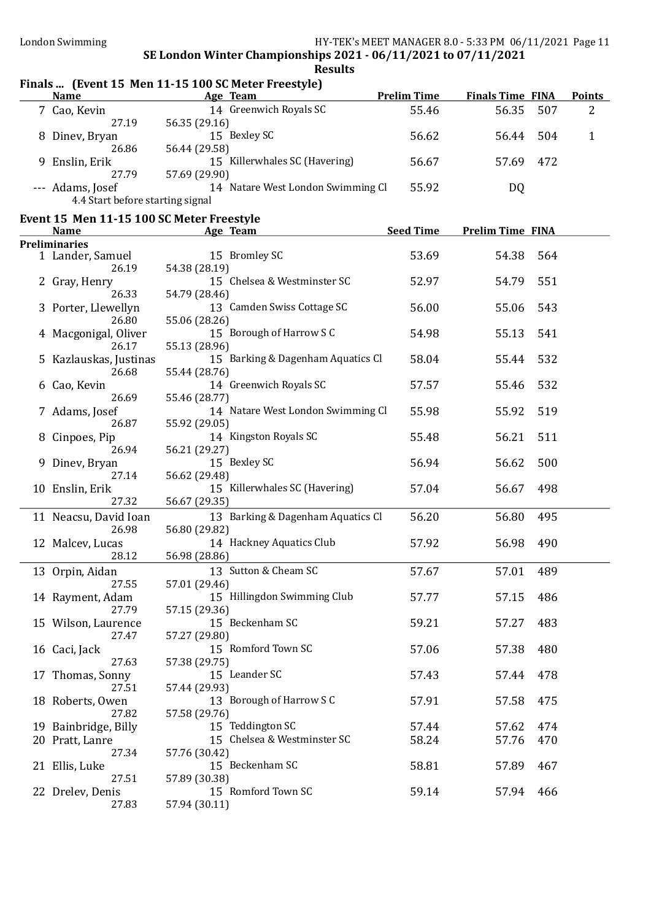SE London Winter Championships 2021 - 06/11/2021 to 07/11/2021

**Results**

## Finals ... (Event 15 Men 11-15 100 SC Meter Freestyle)

| | Name | Age | Team | Prelim Time | Finals Time | FINA | Points |
|---|---|---|---|---|---|---|---|
| 7 | Cao, Kevin | 14 | Greenwich Royals SC | 55.46 | 56.35 | 507 | 2 |
| | 27.19 | 56.35 (29.16) | | | | | |
| 8 | Dinev, Bryan | 15 | Bexley SC | 56.62 | 56.44 | 504 | 1 |
| | 26.86 | 56.44 (29.58) | | | | | |
| 9 | Enslin, Erik | 15 | Killerwhales SC (Havering) | 56.67 | 57.69 | 472 | |
| | 27.79 | 57.69 (29.90) | | | | | |
| --- | Adams, Josef | 14 | Natare West London Swimming Cl | 55.92 | DQ | | |
| | 4.4 Start before starting signal | | | | | | |

## Event 15 Men 11-15 100 SC Meter Freestyle

| | Name | Age | Team | Seed Time | Prelim Time | FINA |
|---|---|---|---|---|---|---|
| **Preliminaries** | | | | | | |
| 1 | Lander, Samuel | 15 | Bromley SC | 53.69 | 54.38 | 564 |
| | 26.19 | 54.38 (28.19) | | | | |
| 2 | Gray, Henry | 15 | Chelsea & Westminster SC | 52.97 | 54.79 | 551 |
| | 26.33 | 54.79 (28.46) | | | | |
| 3 | Porter, Llewellyn | 13 | Camden Swiss Cottage SC | 56.00 | 55.06 | 543 |
| | 26.80 | 55.06 (28.26) | | | | |
| 4 | Macgonigal, Oliver | 15 | Borough of Harrow S C | 54.98 | 55.13 | 541 |
| | 26.17 | 55.13 (28.96) | | | | |
| 5 | Kazlauskas, Justinas | 15 | Barking & Dagenham Aquatics Cl | 58.04 | 55.44 | 532 |
| | 26.68 | 55.44 (28.76) | | | | |
| 6 | Cao, Kevin | 14 | Greenwich Royals SC | 57.57 | 55.46 | 532 |
| | 26.69 | 55.46 (28.77) | | | | |
| 7 | Adams, Josef | 14 | Natare West London Swimming Cl | 55.98 | 55.92 | 519 |
| | 26.87 | 55.92 (29.05) | | | | |
| 8 | Cinpoes, Pip | 14 | Kingston Royals SC | 55.48 | 56.21 | 511 |
| | 26.94 | 56.21 (29.27) | | | | |
| 9 | Dinev, Bryan | 15 | Bexley SC | 56.94 | 56.62 | 500 |
| | 27.14 | 56.62 (29.48) | | | | |
| 10 | Enslin, Erik | 15 | Killerwhales SC (Havering) | 57.04 | 56.67 | 498 |
| | 27.32 | 56.67 (29.35) | | | | |
| 11 | Neacsu, David Ioan | 13 | Barking & Dagenham Aquatics Cl | 56.20 | 56.80 | 495 |
| | 26.98 | 56.80 (29.82) | | | | |
| 12 | Malcev, Lucas | 14 | Hackney Aquatics Club | 57.92 | 56.98 | 490 |
| | 28.12 | 56.98 (28.86) | | | | |
| 13 | Orpin, Aidan | 13 | Sutton & Cheam SC | 57.67 | 57.01 | 489 |
| | 27.55 | 57.01 (29.46) | | | | |
| 14 | Rayment, Adam | 15 | Hillingdon Swimming Club | 57.77 | 57.15 | 486 |
| | 27.79 | 57.15 (29.36) | | | | |
| 15 | Wilson, Laurence | 15 | Beckenham SC | 59.21 | 57.27 | 483 |
| | 27.47 | 57.27 (29.80) | | | | |
| 16 | Caci, Jack | 15 | Romford Town SC | 57.06 | 57.38 | 480 |
| | 27.63 | 57.38 (29.75) | | | | |
| 17 | Thomas, Sonny | 15 | Leander SC | 57.43 | 57.44 | 478 |
| | 27.51 | 57.44 (29.93) | | | | |
| 18 | Roberts, Owen | 13 | Borough of Harrow S C | 57.91 | 57.58 | 475 |
| | 27.82 | 57.58 (29.76) | | | | |
| 19 | Bainbridge, Billy | 15 | Teddington SC | 57.44 | 57.62 | 474 |
| 20 | Pratt, Lanre | 15 | Chelsea & Westminster SC | 58.24 | 57.76 | 470 |
| | 27.34 | 57.76 (30.42) | | | | |
| 21 | Ellis, Luke | 15 | Beckenham SC | 58.81 | 57.89 | 467 |
| | 27.51 | 57.89 (30.38) | | | | |
| 22 | Drelev, Denis | 15 | Romford Town SC | 59.14 | 57.94 | 466 |
| | 27.83 | 57.94 (30.11) | | | | |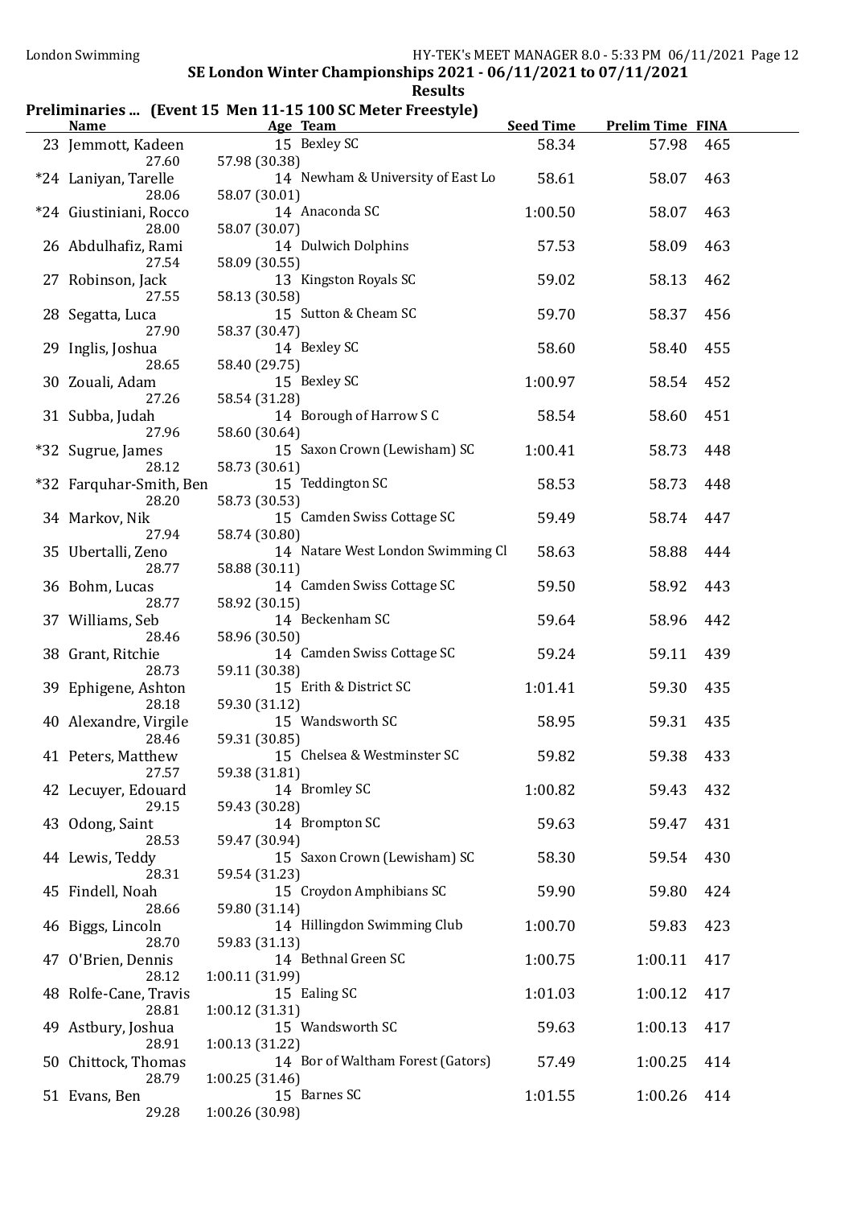SE London Winter Championships 2021 - 06/11/2021 to 07/11/2021

**Results**

### Preliminaries ... (Event 15 Men 11-15 100 SC Meter Freestyle)

| Name | Age | Team | Seed Time | Prelim Time | FINA |
|---|---|---|---|---|---|
| 23 Jemmott, Kadeen | 15 | Bexley SC | 58.34 | 57.98 | 465 |
| 27.60 | 57.98 (30.38) | | | | |
| *24 Laniyan, Tarelle | 14 | Newham & University of East Lo | 58.61 | 58.07 | 463 |
| 28.06 | 58.07 (30.01) | | | | |
| *24 Giustiniani, Rocco | 14 | Anaconda SC | 1:00.50 | 58.07 | 463 |
| 28.00 | 58.07 (30.07) | | | | |
| 26 Abdulhafiz, Rami | 14 | Dulwich Dolphins | 57.53 | 58.09 | 463 |
| 27.54 | 58.09 (30.55) | | | | |
| 27 Robinson, Jack | 13 | Kingston Royals SC | 59.02 | 58.13 | 462 |
| 27.55 | 58.13 (30.58) | | | | |
| 28 Segatta, Luca | 15 | Sutton & Cheam SC | 59.70 | 58.37 | 456 |
| 27.90 | 58.37 (30.47) | | | | |
| 29 Inglis, Joshua | 14 | Bexley SC | 58.60 | 58.40 | 455 |
| 28.65 | 58.40 (29.75) | | | | |
| 30 Zouali, Adam | 15 | Bexley SC | 1:00.97 | 58.54 | 452 |
| 27.26 | 58.54 (31.28) | | | | |
| 31 Subba, Judah | 14 | Borough of Harrow S C | 58.54 | 58.60 | 451 |
| 27.96 | 58.60 (30.64) | | | | |
| *32 Sugrue, James | 15 | Saxon Crown (Lewisham) SC | 1:00.41 | 58.73 | 448 |
| 28.12 | 58.73 (30.61) | | | | |
| *32 Farquhar-Smith, Ben | 15 | Teddington SC | 58.53 | 58.73 | 448 |
| 28.20 | 58.73 (30.53) | | | | |
| 34 Markov, Nik | 15 | Camden Swiss Cottage SC | 59.49 | 58.74 | 447 |
| 27.94 | 58.74 (30.80) | | | | |
| 35 Ubertalli, Zeno | 14 | Natare West London Swimming Cl | 58.63 | 58.88 | 444 |
| 28.77 | 58.88 (30.11) | | | | |
| 36 Bohm, Lucas | 14 | Camden Swiss Cottage SC | 59.50 | 58.92 | 443 |
| 28.77 | 58.92 (30.15) | | | | |
| 37 Williams, Seb | 14 | Beckenham SC | 59.64 | 58.96 | 442 |
| 28.46 | 58.96 (30.50) | | | | |
| 38 Grant, Ritchie | 14 | Camden Swiss Cottage SC | 59.24 | 59.11 | 439 |
| 28.73 | 59.11 (30.38) | | | | |
| 39 Ephigene, Ashton | 15 | Erith & District SC | 1:01.41 | 59.30 | 435 |
| 28.18 | 59.30 (31.12) | | | | |
| 40 Alexandre, Virgile | 15 | Wandsworth SC | 58.95 | 59.31 | 435 |
| 28.46 | 59.31 (30.85) | | | | |
| 41 Peters, Matthew | 15 | Chelsea & Westminster SC | 59.82 | 59.38 | 433 |
| 27.57 | 59.38 (31.81) | | | | |
| 42 Lecuyer, Edouard | 14 | Bromley SC | 1:00.82 | 59.43 | 432 |
| 29.15 | 59.43 (30.28) | | | | |
| 43 Odong, Saint | 14 | Brompton SC | 59.63 | 59.47 | 431 |
| 28.53 | 59.47 (30.94) | | | | |
| 44 Lewis, Teddy | 15 | Saxon Crown (Lewisham) SC | 58.30 | 59.54 | 430 |
| 28.31 | 59.54 (31.23) | | | | |
| 45 Findell, Noah | 15 | Croydon Amphibians SC | 59.90 | 59.80 | 424 |
| 28.66 | 59.80 (31.14) | | | | |
| 46 Biggs, Lincoln | 14 | Hillingdon Swimming Club | 1:00.70 | 59.83 | 423 |
| 28.70 | 59.83 (31.13) | | | | |
| 47 O'Brien, Dennis | 14 | Bethnal Green SC | 1:00.75 | 1:00.11 | 417 |
| 28.12 | 1:00.11 (31.99) | | | | |
| 48 Rolfe-Cane, Travis | 15 | Ealing SC | 1:01.03 | 1:00.12 | 417 |
| 28.81 | 1:00.12 (31.31) | | | | |
| 49 Astbury, Joshua | 15 | Wandsworth SC | 59.63 | 1:00.13 | 417 |
| 28.91 | 1:00.13 (31.22) | | | | |
| 50 Chittock, Thomas | 14 | Bor of Waltham Forest (Gators) | 57.49 | 1:00.25 | 414 |
| 28.79 | 1:00.25 (31.46) | | | | |
| 51 Evans, Ben | 15 | Barnes SC | 1:01.55 | 1:00.26 | 414 |
| 29.28 | 1:00.26 (30.98) | | | | |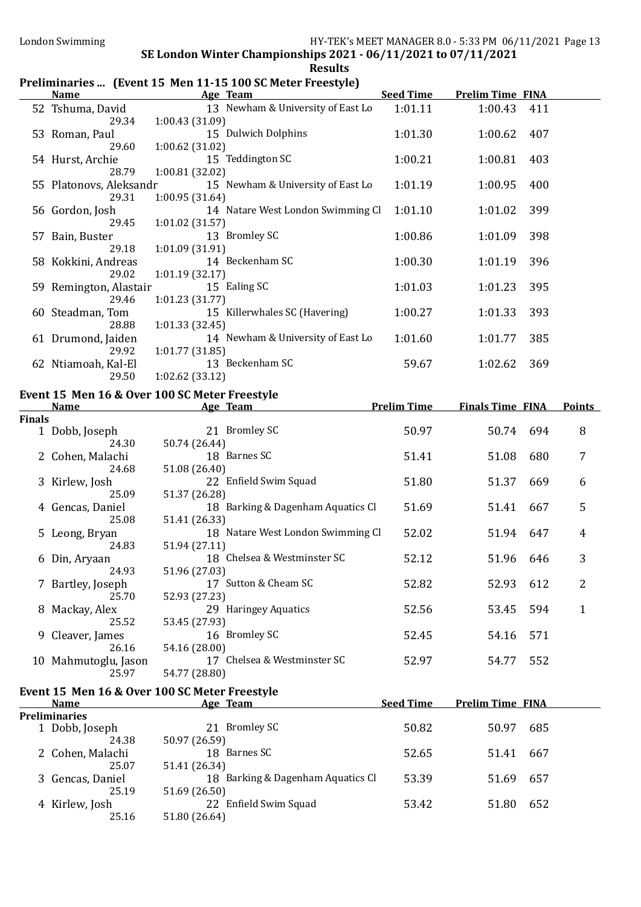SE London Winter Championships 2021 - 06/11/2021 to 07/11/2021

**Results**

## Preliminaries ... (Event 15 Men 11-15 100 SC Meter Freestyle)

| | Name | Age | Team | Seed Time | Prelim Time | FINA |
|---|---|---|---|---|---|---|
| 52 | Tshuma, David | 13 | Newham & University of East Lo | 1:01.11 | 1:00.43 | 411 |
| | 29.34 | | 1:00.43 (31.09) | | | |
| 53 | Roman, Paul | 15 | Dulwich Dolphins | 1:01.30 | 1:00.62 | 407 |
| | 29.60 | | 1:00.62 (31.02) | | | |
| 54 | Hurst, Archie | 15 | Teddington SC | 1:00.21 | 1:00.81 | 403 |
| | 28.79 | | 1:00.81 (32.02) | | | |
| 55 | Platonovs, Aleksandr | 15 | Newham & University of East Lo | 1:01.19 | 1:00.95 | 400 |
| | 29.31 | | 1:00.95 (31.64) | | | |
| 56 | Gordon, Josh | 14 | Natare West London Swimming Cl | 1:01.10 | 1:01.02 | 399 |
| | 29.45 | | 1:01.02 (31.57) | | | |
| 57 | Bain, Buster | 13 | Bromley SC | 1:00.86 | 1:01.09 | 398 |
| | 29.18 | | 1:01.09 (31.91) | | | |
| 58 | Kokkini, Andreas | 14 | Beckenham SC | 1:00.30 | 1:01.19 | 396 |
| | 29.02 | | 1:01.19 (32.17) | | | |
| 59 | Remington, Alastair | 15 | Ealing SC | 1:01.03 | 1:01.23 | 395 |
| | 29.46 | | 1:01.23 (31.77) | | | |
| 60 | Steadman, Tom | 15 | Killerwhales SC (Havering) | 1:00.27 | 1:01.33 | 393 |
| | 28.88 | | 1:01.33 (32.45) | | | |
| 61 | Drumond, Jaiden | 14 | Newham & University of East Lo | 1:01.60 | 1:01.77 | 385 |
| | 29.92 | | 1:01.77 (31.85) | | | |
| 62 | Ntiamoah, Kal-El | 13 | Beckenham SC | 59.67 | 1:02.62 | 369 |
| | 29.50 | | 1:02.62 (33.12) | | | |

## Event 15 Men 16 & Over 100 SC Meter Freestyle

**Finals**

| | Name | Age | Team | Prelim Time | Finals Time | FINA | Points |
|---|---|---|---|---|---|---|---|
| 1 | Dobb, Joseph | 21 | Bromley SC | 50.97 | 50.74 | 694 | 8 |
| | 24.30 | | 50.74 (26.44) | | | | |
| 2 | Cohen, Malachi | 18 | Barnes SC | 51.41 | 51.08 | 680 | 7 |
| | 24.68 | | 51.08 (26.40) | | | | |
| 3 | Kirlew, Josh | 22 | Enfield Swim Squad | 51.80 | 51.37 | 669 | 6 |
| | 25.09 | | 51.37 (26.28) | | | | |
| 4 | Gencas, Daniel | 18 | Barking & Dagenham Aquatics Cl | 51.69 | 51.41 | 667 | 5 |
| | 25.08 | | 51.41 (26.33) | | | | |
| 5 | Leong, Bryan | 18 | Natare West London Swimming Cl | 52.02 | 51.94 | 647 | 4 |
| | 24.83 | | 51.94 (27.11) | | | | |
| 6 | Din, Aryaan | 18 | Chelsea & Westminster SC | 52.12 | 51.96 | 646 | 3 |
| | 24.93 | | 51.96 (27.03) | | | | |
| 7 | Bartley, Joseph | 17 | Sutton & Cheam SC | 52.82 | 52.93 | 612 | 2 |
| | 25.70 | | 52.93 (27.23) | | | | |
| 8 | Mackay, Alex | 29 | Haringey Aquatics | 52.56 | 53.45 | 594 | 1 |
| | 25.52 | | 53.45 (27.93) | | | | |
| 9 | Cleaver, James | 16 | Bromley SC | 52.45 | 54.16 | 571 | |
| | 26.16 | | 54.16 (28.00) | | | | |
| 10 | Mahmutoglu, Jason | 17 | Chelsea & Westminster SC | 52.97 | 54.77 | 552 | |
| | 25.97 | | 54.77 (28.80) | | | | |

## Event 15 Men 16 & Over 100 SC Meter Freestyle

**Preliminaries**

| | Name | Age | Team | Seed Time | Prelim Time | FINA |
|---|---|---|---|---|---|---|
| 1 | Dobb, Joseph | 21 | Bromley SC | 50.82 | 50.97 | 685 |
| | 24.38 | | 50.97 (26.59) | | | |
| 2 | Cohen, Malachi | 18 | Barnes SC | 52.65 | 51.41 | 667 |
| | 25.07 | | 51.41 (26.34) | | | |
| 3 | Gencas, Daniel | 18 | Barking & Dagenham Aquatics Cl | 53.39 | 51.69 | 657 |
| | 25.19 | | 51.69 (26.50) | | | |
| 4 | Kirlew, Josh | 22 | Enfield Swim Squad | 53.42 | 51.80 | 652 |
| | 25.16 | | 51.80 (26.64) | | | |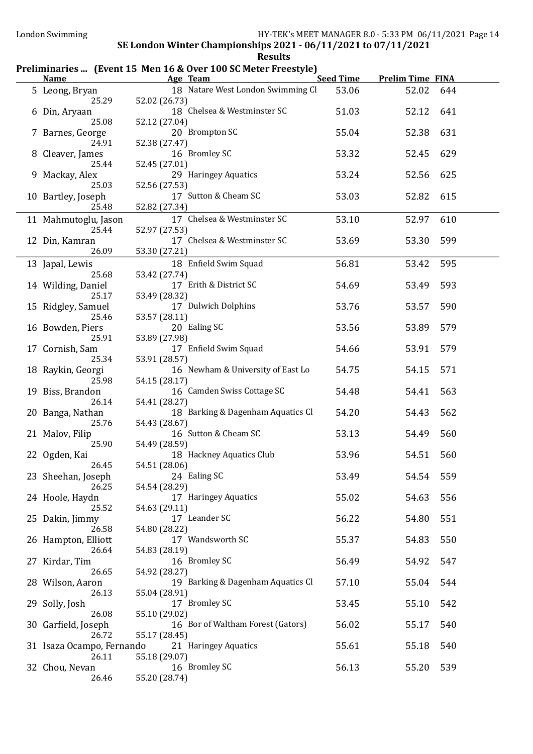SE London Winter Championships 2021 - 06/11/2021 to 07/11/2021

**Results**

## Preliminaries ... (Event 15 Men 16 & Over 100 SC Meter Freestyle)

| | Name | Age | Team | Seed Time | Prelim Time | FINA |
|---|---|---|---|---|---|---|
| 5 | Leong, Bryan | 18 | Natare West London Swimming Cl | 53.06 | 52.02 | 644 |
| | 25.29 | 52.02 (26.73) | | | | |
| 6 | Din, Aryaan | 18 | Chelsea & Westminster SC | 51.03 | 52.12 | 641 |
| | 25.08 | 52.12 (27.04) | | | | |
| 7 | Barnes, George | 20 | Brompton SC | 55.04 | 52.38 | 631 |
| | 24.91 | 52.38 (27.47) | | | | |
| 8 | Cleaver, James | 16 | Bromley SC | 53.32 | 52.45 | 629 |
| | 25.44 | 52.45 (27.01) | | | | |
| 9 | Mackay, Alex | 29 | Haringey Aquatics | 53.24 | 52.56 | 625 |
| | 25.03 | 52.56 (27.53) | | | | |
| 10 | Bartley, Joseph | 17 | Sutton & Cheam SC | 53.03 | 52.82 | 615 |
| | 25.48 | 52.82 (27.34) | | | | |
| 11 | Mahmutoglu, Jason | 17 | Chelsea & Westminster SC | 53.10 | 52.97 | 610 |
| | 25.44 | 52.97 (27.53) | | | | |
| 12 | Din, Kamran | 17 | Chelsea & Westminster SC | 53.69 | 53.30 | 599 |
| | 26.09 | 53.30 (27.21) | | | | |
| 13 | Japal, Lewis | 18 | Enfield Swim Squad | 56.81 | 53.42 | 595 |
| | 25.68 | 53.42 (27.74) | | | | |
| 14 | Wilding, Daniel | 17 | Erith & District SC | 54.69 | 53.49 | 593 |
| | 25.17 | 53.49 (28.32) | | | | |
| 15 | Ridgley, Samuel | 17 | Dulwich Dolphins | 53.76 | 53.57 | 590 |
| | 25.46 | 53.57 (28.11) | | | | |
| 16 | Bowden, Piers | 20 | Ealing SC | 53.56 | 53.89 | 579 |
| | 25.91 | 53.89 (27.98) | | | | |
| 17 | Cornish, Sam | 17 | Enfield Swim Squad | 54.66 | 53.91 | 579 |
| | 25.34 | 53.91 (28.57) | | | | |
| 18 | Raykin, Georgi | 16 | Newham & University of East Lo | 54.75 | 54.15 | 571 |
| | 25.98 | 54.15 (28.17) | | | | |
| 19 | Biss, Brandon | 16 | Camden Swiss Cottage SC | 54.48 | 54.41 | 563 |
| | 26.14 | 54.41 (28.27) | | | | |
| 20 | Banga, Nathan | 18 | Barking & Dagenham Aquatics Cl | 54.20 | 54.43 | 562 |
| | 25.76 | 54.43 (28.67) | | | | |
| 21 | Malov, Filip | 16 | Sutton & Cheam SC | 53.13 | 54.49 | 560 |
| | 25.90 | 54.49 (28.59) | | | | |
| 22 | Ogden, Kai | 18 | Hackney Aquatics Club | 53.96 | 54.51 | 560 |
| | 26.45 | 54.51 (28.06) | | | | |
| 23 | Sheehan, Joseph | 24 | Ealing SC | 53.49 | 54.54 | 559 |
| | 26.25 | 54.54 (28.29) | | | | |
| 24 | Hoole, Haydn | 17 | Haringey Aquatics | 55.02 | 54.63 | 556 |
| | 25.52 | 54.63 (29.11) | | | | |
| 25 | Dakin, Jimmy | 17 | Leander SC | 56.22 | 54.80 | 551 |
| | 26.58 | 54.80 (28.22) | | | | |
| 26 | Hampton, Elliott | 17 | Wandsworth SC | 55.37 | 54.83 | 550 |
| | 26.64 | 54.83 (28.19) | | | | |
| 27 | Kirdar, Tim | 16 | Bromley SC | 56.49 | 54.92 | 547 |
| | 26.65 | 54.92 (28.27) | | | | |
| 28 | Wilson, Aaron | 19 | Barking & Dagenham Aquatics Cl | 57.10 | 55.04 | 544 |
| | 26.13 | 55.04 (28.91) | | | | |
| 29 | Solly, Josh | 17 | Bromley SC | 53.45 | 55.10 | 542 |
| | 26.08 | 55.10 (29.02) | | | | |
| 30 | Garfield, Joseph | 16 | Bor of Waltham Forest (Gators) | 56.02 | 55.17 | 540 |
| | 26.72 | 55.17 (28.45) | | | | |
| 31 | Isaza Ocampo, Fernando | 21 | Haringey Aquatics | 55.61 | 55.18 | 540 |
| | 26.11 | 55.18 (29.07) | | | | |
| 32 | Chou, Nevan | 16 | Bromley SC | 56.13 | 55.20 | 539 |
| | 26.46 | 55.20 (28.74) | | | | |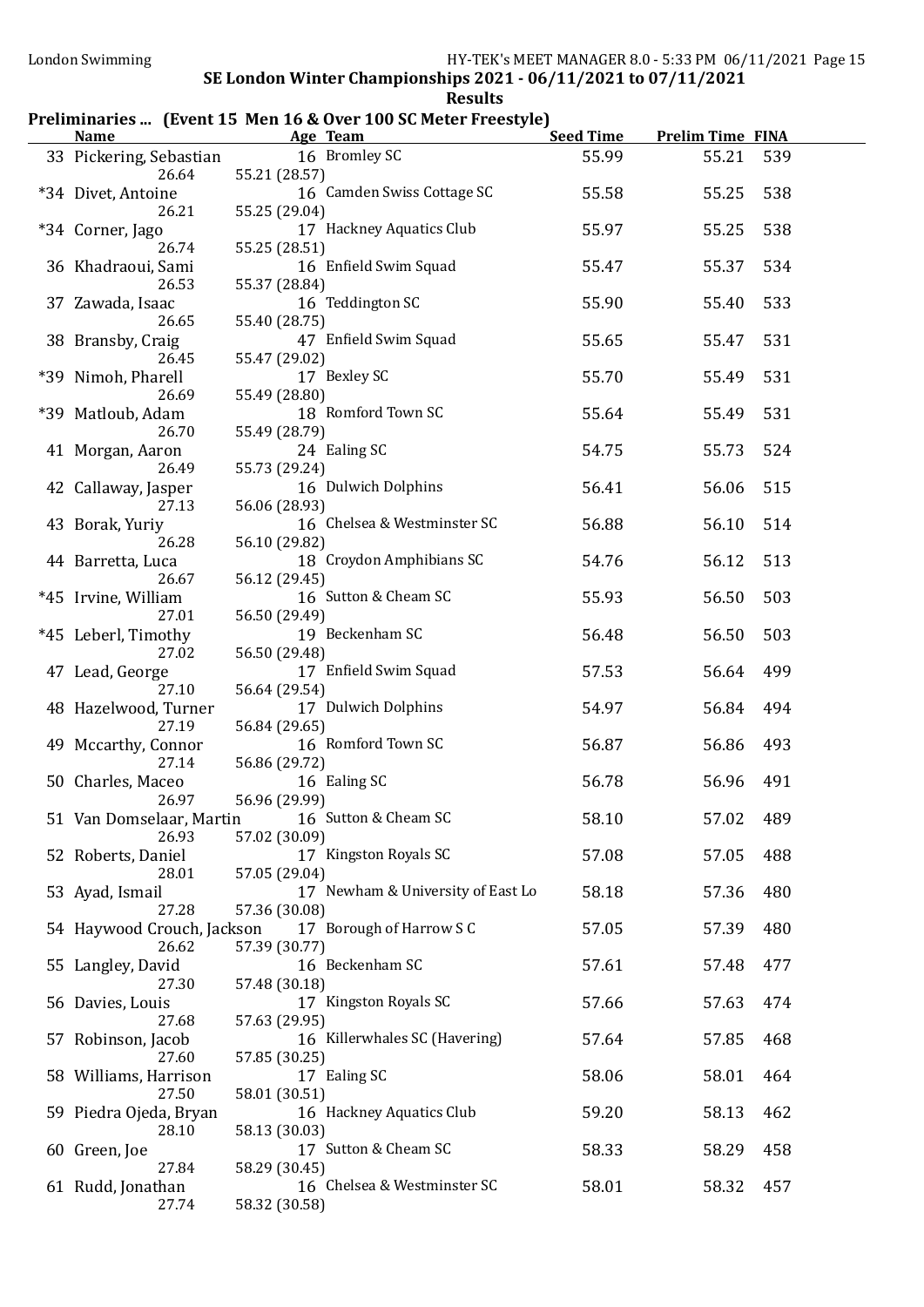## SE London Winter Championships 2021 - 06/11/2021 to 07/11/2021

### Results

#### Preliminaries ... (Event 15 Men 16 & Over 100 SC Meter Freestyle)

| Name | Age | Team | Seed Time | Prelim Time | FINA |
|---|---|---|---|---|---|
| 33 Pickering, Sebastian | 16 | Bromley SC | 55.99 | 55.21 | 539 |
| 26.64 | 55.21 (28.57) | | | | |
| *34 Divet, Antoine | 16 | Camden Swiss Cottage SC | 55.58 | 55.25 | 538 |
| 26.21 | 55.25 (29.04) | | | | |
| *34 Corner, Jago | 17 | Hackney Aquatics Club | 55.97 | 55.25 | 538 |
| 26.74 | 55.25 (28.51) | | | | |
| 36 Khadraoui, Sami | 16 | Enfield Swim Squad | 55.47 | 55.37 | 534 |
| 26.53 | 55.37 (28.84) | | | | |
| 37 Zawada, Isaac | 16 | Teddington SC | 55.90 | 55.40 | 533 |
| 26.65 | 55.40 (28.75) | | | | |
| 38 Bransby, Craig | 47 | Enfield Swim Squad | 55.65 | 55.47 | 531 |
| 26.45 | 55.47 (29.02) | | | | |
| *39 Nimoh, Pharell | 17 | Bexley SC | 55.70 | 55.49 | 531 |
| 26.69 | 55.49 (28.80) | | | | |
| *39 Matloub, Adam | 18 | Romford Town SC | 55.64 | 55.49 | 531 |
| 26.70 | 55.49 (28.79) | | | | |
| 41 Morgan, Aaron | 24 | Ealing SC | 54.75 | 55.73 | 524 |
| 26.49 | 55.73 (29.24) | | | | |
| 42 Callaway, Jasper | 16 | Dulwich Dolphins | 56.41 | 56.06 | 515 |
| 27.13 | 56.06 (28.93) | | | | |
| 43 Borak, Yuriy | 16 | Chelsea & Westminster SC | 56.88 | 56.10 | 514 |
| 26.28 | 56.10 (29.82) | | | | |
| 44 Barretta, Luca | 18 | Croydon Amphibians SC | 54.76 | 56.12 | 513 |
| 26.67 | 56.12 (29.45) | | | | |
| *45 Irvine, William | 16 | Sutton & Cheam SC | 55.93 | 56.50 | 503 |
| 27.01 | 56.50 (29.49) | | | | |
| *45 Leberl, Timothy | 19 | Beckenham SC | 56.48 | 56.50 | 503 |
| 27.02 | 56.50 (29.48) | | | | |
| 47 Lead, George | 17 | Enfield Swim Squad | 57.53 | 56.64 | 499 |
| 27.10 | 56.64 (29.54) | | | | |
| 48 Hazelwood, Turner | 17 | Dulwich Dolphins | 54.97 | 56.84 | 494 |
| 27.19 | 56.84 (29.65) | | | | |
| 49 Mccarthy, Connor | 16 | Romford Town SC | 56.87 | 56.86 | 493 |
| 27.14 | 56.86 (29.72) | | | | |
| 50 Charles, Maceo | 16 | Ealing SC | 56.78 | 56.96 | 491 |
| 26.97 | 56.96 (29.99) | | | | |
| 51 Van Domselaar, Martin | 16 | Sutton & Cheam SC | 58.10 | 57.02 | 489 |
| 26.93 | 57.02 (30.09) | | | | |
| 52 Roberts, Daniel | 17 | Kingston Royals SC | 57.08 | 57.05 | 488 |
| 28.01 | 57.05 (29.04) | | | | |
| 53 Ayad, Ismail | 17 | Newham & University of East Lo | 58.18 | 57.36 | 480 |
| 27.28 | 57.36 (30.08) | | | | |
| 54 Haywood Crouch, Jackson | 17 | Borough of Harrow S C | 57.05 | 57.39 | 480 |
| 26.62 | 57.39 (30.77) | | | | |
| 55 Langley, David | 16 | Beckenham SC | 57.61 | 57.48 | 477 |
| 27.30 | 57.48 (30.18) | | | | |
| 56 Davies, Louis | 17 | Kingston Royals SC | 57.66 | 57.63 | 474 |
| 27.68 | 57.63 (29.95) | | | | |
| 57 Robinson, Jacob | 16 | Killerwhales SC (Havering) | 57.64 | 57.85 | 468 |
| 27.60 | 57.85 (30.25) | | | | |
| 58 Williams, Harrison | 17 | Ealing SC | 58.06 | 58.01 | 464 |
| 27.50 | 58.01 (30.51) | | | | |
| 59 Piedra Ojeda, Bryan | 16 | Hackney Aquatics Club | 59.20 | 58.13 | 462 |
| 28.10 | 58.13 (30.03) | | | | |
| 60 Green, Joe | 17 | Sutton & Cheam SC | 58.33 | 58.29 | 458 |
| 27.84 | 58.29 (30.45) | | | | |
| 61 Rudd, Jonathan | 16 | Chelsea & Westminster SC | 58.01 | 58.32 | 457 |
| 27.74 | 58.32 (30.58) | | | | |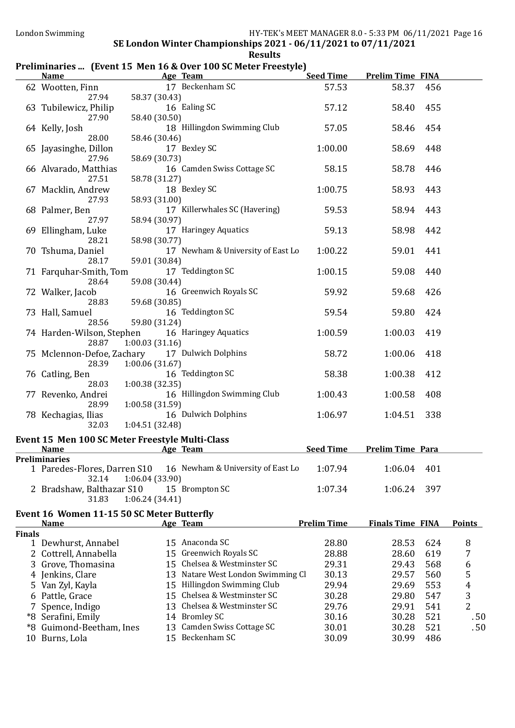SE London Winter Championships 2021 - 06/11/2021 to 07/11/2021

**Results**

## Preliminaries ... (Event 15 Men 16 & Over 100 SC Meter Freestyle)

| | Name | Age | Team | Seed Time | Prelim Time | FINA |
|---|---|---|---|---|---|---|
| 62 | Wootten, Finn | 17 | Beckenham SC | 57.53 | 58.37 | 456 |
| | 27.94 | 58.37 (30.43) | | | | |
| 63 | Tubilewicz, Philip | 16 | Ealing SC | 57.12 | 58.40 | 455 |
| | 27.90 | 58.40 (30.50) | | | | |
| 64 | Kelly, Josh | 18 | Hillingdon Swimming Club | 57.05 | 58.46 | 454 |
| | 28.00 | 58.46 (30.46) | | | | |
| 65 | Jayasinghe, Dillon | 17 | Bexley SC | 1:00.00 | 58.69 | 448 |
| | 27.96 | 58.69 (30.73) | | | | |
| 66 | Alvarado, Matthias | 16 | Camden Swiss Cottage SC | 58.15 | 58.78 | 446 |
| | 27.51 | 58.78 (31.27) | | | | |
| 67 | Macklin, Andrew | 18 | Bexley SC | 1:00.75 | 58.93 | 443 |
| | 27.93 | 58.93 (31.00) | | | | |
| 68 | Palmer, Ben | 17 | Killerwhales SC (Havering) | 59.53 | 58.94 | 443 |
| | 27.97 | 58.94 (30.97) | | | | |
| 69 | Ellingham, Luke | 17 | Haringey Aquatics | 59.13 | 58.98 | 442 |
| | 28.21 | 58.98 (30.77) | | | | |
| 70 | Tshuma, Daniel | 17 | Newham & University of East Lo | 1:00.22 | 59.01 | 441 |
| | 28.17 | 59.01 (30.84) | | | | |
| 71 | Farquhar-Smith, Tom | 17 | Teddington SC | 1:00.15 | 59.08 | 440 |
| | 28.64 | 59.08 (30.44) | | | | |
| 72 | Walker, Jacob | 16 | Greenwich Royals SC | 59.92 | 59.68 | 426 |
| | 28.83 | 59.68 (30.85) | | | | |
| 73 | Hall, Samuel | 16 | Teddington SC | 59.54 | 59.80 | 424 |
| | 28.56 | 59.80 (31.24) | | | | |
| 74 | Harden-Wilson, Stephen | 16 | Haringey Aquatics | 1:00.59 | 1:00.03 | 419 |
| | 28.87 | 1:00.03 (31.16) | | | | |
| 75 | Mclennon-Defoe, Zachary | 17 | Dulwich Dolphins | 58.72 | 1:00.06 | 418 |
| | 28.39 | 1:00.06 (31.67) | | | | |
| 76 | Catling, Ben | 16 | Teddington SC | 58.38 | 1:00.38 | 412 |
| | 28.03 | 1:00.38 (32.35) | | | | |
| 77 | Revenko, Andrei | 16 | Hillingdon Swimming Club | 1:00.43 | 1:00.58 | 408 |
| | 28.99 | 1:00.58 (31.59) | | | | |
| 78 | Kechagias, Ilias | 16 | Dulwich Dolphins | 1:06.97 | 1:04.51 | 338 |
| | 32.03 | 1:04.51 (32.48) | | | | |

## Event 15 Men 100 SC Meter Freestyle Multi-Class

| | Name | Age | Team | Seed Time | Prelim Time | Para |
|---|---|---|---|---|---|---|
| **Preliminaries** | | | | | | |
| 1 | Paredes-Flores, Darren S10 | 16 | Newham & University of East Lo | 1:07.94 | 1:06.04 | 401 |
| | 32.14 | 1:06.04 (33.90) | | | | |
| 2 | Bradshaw, Balthazar S10 | 15 | Brompton SC | 1:07.34 | 1:06.24 | 397 |
| | 31.83 | 1:06.24 (34.41) | | | | |

## Event 16 Women 11-15 50 SC Meter Butterfly

| | Name | Age | Team | Prelim Time | Finals Time | FINA | Points |
|---|---|---|---|---|---|---|---|
| **Finals** | | | | | | | |
| 1 | Dewhurst, Annabel | 15 | Anaconda SC | 28.80 | 28.53 | 624 | 8 |
| 2 | Cottrell, Annabella | 15 | Greenwich Royals SC | 28.88 | 28.60 | 619 | 7 |
| 3 | Grove, Thomasina | 15 | Chelsea & Westminster SC | 29.31 | 29.43 | 568 | 6 |
| 4 | Jenkins, Clare | 13 | Natare West London Swimming Cl | 30.13 | 29.57 | 560 | 5 |
| 5 | Van Zyl, Kayla | 15 | Hillingdon Swimming Club | 29.94 | 29.69 | 553 | 4 |
| 6 | Pattle, Grace | 15 | Chelsea & Westminster SC | 30.28 | 29.80 | 547 | 3 |
| 7 | Spence, Indigo | 13 | Chelsea & Westminster SC | 29.76 | 29.91 | 541 | 2 |
| *8 | Serafini, Emily | 14 | Bromley SC | 30.16 | 30.28 | 521 | .50 |
| *8 | Guimond-Beetham, Ines | 13 | Camden Swiss Cottage SC | 30.01 | 30.28 | 521 | .50 |
| 10 | Burns, Lola | 15 | Beckenham SC | 30.09 | 30.99 | 486 | |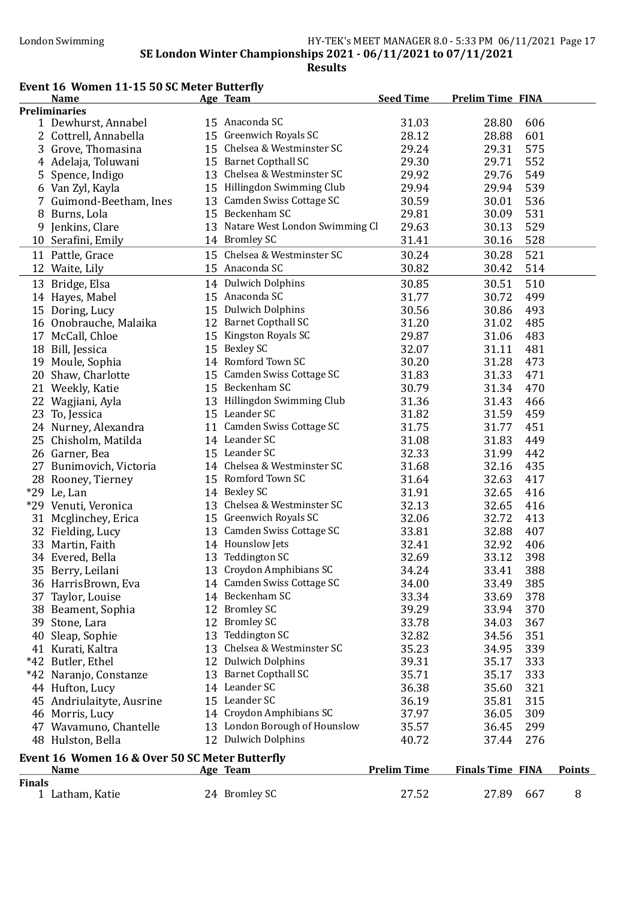SE London Winter Championships 2021 - 06/11/2021 to 07/11/2021

**Results**

## Event 16 Women 11-15 50 SC Meter Butterfly

| | Name | Age | Team | Seed Time | Prelim Time | FINA |
|---|---|---|---|---|---|---|
| **Preliminaries** | | | | | | |
| 1 | Dewhurst, Annabel | 15 | Anaconda SC | 31.03 | 28.80 | 606 |
| 2 | Cottrell, Annabella | 15 | Greenwich Royals SC | 28.12 | 28.88 | 601 |
| 3 | Grove, Thomasina | 15 | Chelsea & Westminster SC | 29.24 | 29.31 | 575 |
| 4 | Adelaja, Toluwani | 15 | Barnet Copthall SC | 29.30 | 29.71 | 552 |
| 5 | Spence, Indigo | 13 | Chelsea & Westminster SC | 29.92 | 29.76 | 549 |
| 6 | Van Zyl, Kayla | 15 | Hillingdon Swimming Club | 29.94 | 29.94 | 539 |
| 7 | Guimond-Beetham, Ines | 13 | Camden Swiss Cottage SC | 30.59 | 30.01 | 536 |
| 8 | Burns, Lola | 15 | Beckenham SC | 29.81 | 30.09 | 531 |
| 9 | Jenkins, Clare | 13 | Natare West London Swimming Cl | 29.63 | 30.13 | 529 |
| 10 | Serafini, Emily | 14 | Bromley SC | 31.41 | 30.16 | 528 |
| 11 | Pattle, Grace | 15 | Chelsea & Westminster SC | 30.24 | 30.28 | 521 |
| 12 | Waite, Lily | 15 | Anaconda SC | 30.82 | 30.42 | 514 |
| 13 | Bridge, Elsa | 14 | Dulwich Dolphins | 30.85 | 30.51 | 510 |
| 14 | Hayes, Mabel | 15 | Anaconda SC | 31.77 | 30.72 | 499 |
| 15 | Doring, Lucy | 15 | Dulwich Dolphins | 30.56 | 30.86 | 493 |
| 16 | Onobrauche, Malaika | 12 | Barnet Copthall SC | 31.20 | 31.02 | 485 |
| 17 | McCall, Chloe | 15 | Kingston Royals SC | 29.87 | 31.06 | 483 |
| 18 | Bill, Jessica | 15 | Bexley SC | 32.07 | 31.11 | 481 |
| 19 | Moule, Sophia | 14 | Romford Town SC | 30.20 | 31.28 | 473 |
| 20 | Shaw, Charlotte | 15 | Camden Swiss Cottage SC | 31.83 | 31.33 | 471 |
| 21 | Weekly, Katie | 15 | Beckenham SC | 30.79 | 31.34 | 470 |
| 22 | Wagjiani, Ayla | 13 | Hillingdon Swimming Club | 31.36 | 31.43 | 466 |
| 23 | To, Jessica | 15 | Leander SC | 31.82 | 31.59 | 459 |
| 24 | Nurney, Alexandra | 11 | Camden Swiss Cottage SC | 31.75 | 31.77 | 451 |
| 25 | Chisholm, Matilda | 14 | Leander SC | 31.08 | 31.83 | 449 |
| 26 | Garner, Bea | 15 | Leander SC | 32.33 | 31.99 | 442 |
| 27 | Bunimovich, Victoria | 14 | Chelsea & Westminster SC | 31.68 | 32.16 | 435 |
| 28 | Rooney, Tierney | 15 | Romford Town SC | 31.64 | 32.63 | 417 |
| *29 | Le, Lan | 14 | Bexley SC | 31.91 | 32.65 | 416 |
| *29 | Venuti, Veronica | 13 | Chelsea & Westminster SC | 32.13 | 32.65 | 416 |
| 31 | Mcglinchey, Erica | 15 | Greenwich Royals SC | 32.06 | 32.72 | 413 |
| 32 | Fielding, Lucy | 13 | Camden Swiss Cottage SC | 33.81 | 32.88 | 407 |
| 33 | Martin, Faith | 14 | Hounslow Jets | 32.41 | 32.92 | 406 |
| 34 | Evered, Bella | 13 | Teddington SC | 32.69 | 33.12 | 398 |
| 35 | Berry, Leilani | 13 | Croydon Amphibians SC | 34.24 | 33.41 | 388 |
| 36 | HarrisBrown, Eva | 14 | Camden Swiss Cottage SC | 34.00 | 33.49 | 385 |
| 37 | Taylor, Louise | 14 | Beckenham SC | 33.34 | 33.69 | 378 |
| 38 | Beament, Sophia | 12 | Bromley SC | 39.29 | 33.94 | 370 |
| 39 | Stone, Lara | 12 | Bromley SC | 33.78 | 34.03 | 367 |
| 40 | Sleap, Sophie | 13 | Teddington SC | 32.82 | 34.56 | 351 |
| 41 | Kurati, Kaltra | 13 | Chelsea & Westminster SC | 35.23 | 34.95 | 339 |
| *42 | Butler, Ethel | 12 | Dulwich Dolphins | 39.31 | 35.17 | 333 |
| *42 | Naranjo, Constanze | 13 | Barnet Copthall SC | 35.71 | 35.17 | 333 |
| 44 | Hufton, Lucy | 14 | Leander SC | 36.38 | 35.60 | 321 |
| 45 | Andriulaityte, Ausrine | 15 | Leander SC | 36.19 | 35.81 | 315 |
| 46 | Morris, Lucy | 14 | Croydon Amphibians SC | 37.97 | 36.05 | 309 |
| 47 | Wavamuno, Chantelle | 13 | London Borough of Hounslow | 35.57 | 36.45 | 299 |
| 48 | Hulston, Bella | 12 | Dulwich Dolphins | 40.72 | 37.44 | 276 |

## Event 16 Women 16 & Over 50 SC Meter Butterfly

| | Name | Age | Team | Prelim Time | Finals Time | FINA | Points |
|---|---|---|---|---|---|---|---|
| **Finals** | | | | | | | |
| 1 | Latham, Katie | 24 | Bromley SC | 27.52 | 27.89 | 667 | 8 |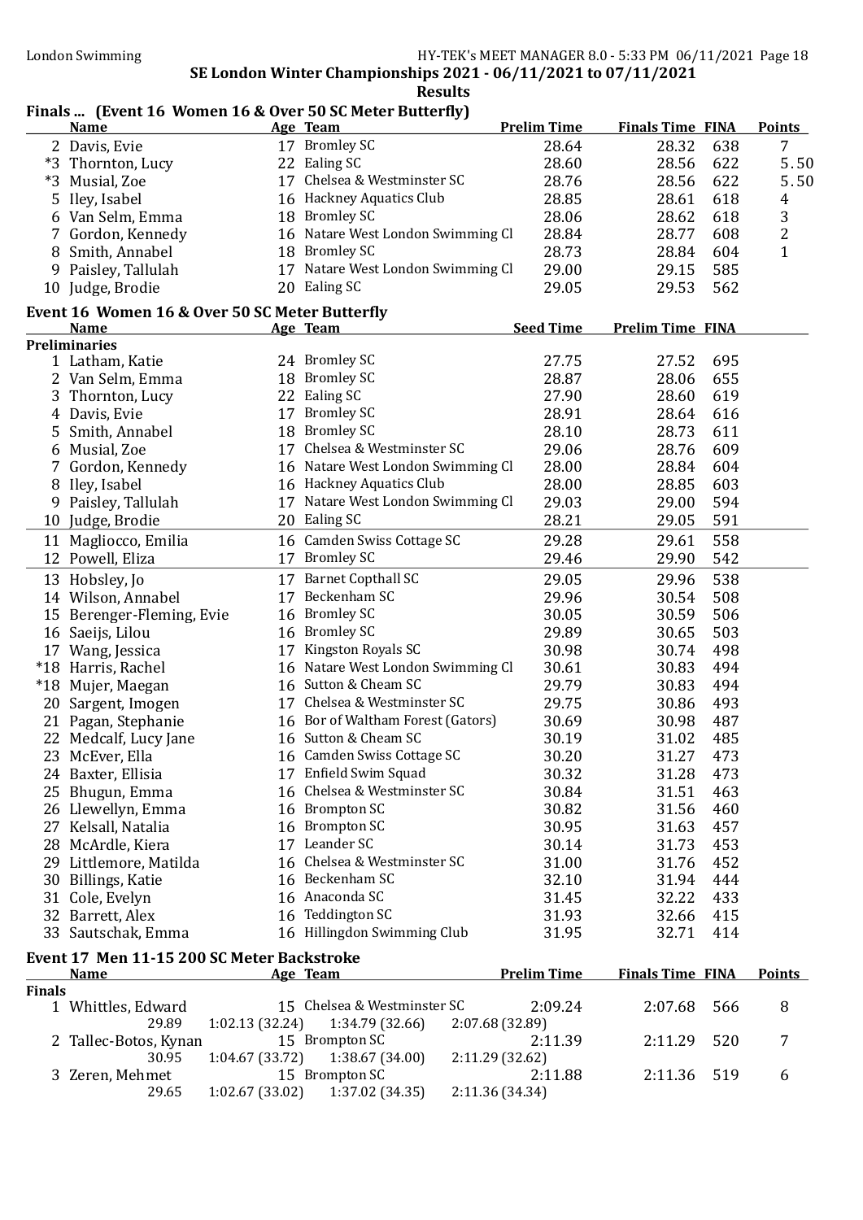SE London Winter Championships 2021 - 06/11/2021 to 07/11/2021

Results

## Finals ... (Event 16 Women 16 & Over 50 SC Meter Butterfly)

| | Name | Age | Team | Prelim Time | Finals Time | FINA | Points |
|---|---|---|---|---|---|---|---|
| 2 | Davis, Evie | 17 | Bromley SC | 28.64 | 28.32 | 638 | 7 |
| *3 | Thornton, Lucy | 22 | Ealing SC | 28.60 | 28.56 | 622 | 5.50 |
| *3 | Musial, Zoe | 17 | Chelsea & Westminster SC | 28.76 | 28.56 | 622 | 5.50 |
| 5 | Iley, Isabel | 16 | Hackney Aquatics Club | 28.85 | 28.61 | 618 | 4 |
| 6 | Van Selm, Emma | 18 | Bromley SC | 28.06 | 28.62 | 618 | 3 |
| 7 | Gordon, Kennedy | 16 | Natare West London Swimming Cl | 28.84 | 28.77 | 608 | 2 |
| 8 | Smith, Annabel | 18 | Bromley SC | 28.73 | 28.84 | 604 | 1 |
| 9 | Paisley, Tallulah | 17 | Natare West London Swimming Cl | 29.00 | 29.15 | 585 | |
| 10 | Judge, Brodie | 20 | Ealing SC | 29.05 | 29.53 | 562 | |

## Event 16 Women 16 & Over 50 SC Meter Butterfly

**Preliminaries**

| | Name | Age | Team | Seed Time | Prelim Time | FINA |
|---|---|---|---|---|---|---|
| 1 | Latham, Katie | 24 | Bromley SC | 27.75 | 27.52 | 695 |
| 2 | Van Selm, Emma | 18 | Bromley SC | 28.87 | 28.06 | 655 |
| 3 | Thornton, Lucy | 22 | Ealing SC | 27.90 | 28.60 | 619 |
| 4 | Davis, Evie | 17 | Bromley SC | 28.91 | 28.64 | 616 |
| 5 | Smith, Annabel | 18 | Bromley SC | 28.10 | 28.73 | 611 |
| 6 | Musial, Zoe | 17 | Chelsea & Westminster SC | 29.06 | 28.76 | 609 |
| 7 | Gordon, Kennedy | 16 | Natare West London Swimming Cl | 28.00 | 28.84 | 604 |
| 8 | Iley, Isabel | 16 | Hackney Aquatics Club | 28.00 | 28.85 | 603 |
| 9 | Paisley, Tallulah | 17 | Natare West London Swimming Cl | 29.03 | 29.00 | 594 |
| 10 | Judge, Brodie | 20 | Ealing SC | 28.21 | 29.05 | 591 |
| 11 | Magliocco, Emilia | 16 | Camden Swiss Cottage SC | 29.28 | 29.61 | 558 |
| 12 | Powell, Eliza | 17 | Bromley SC | 29.46 | 29.90 | 542 |
| 13 | Hobsley, Jo | 17 | Barnet Copthall SC | 29.05 | 29.96 | 538 |
| 14 | Wilson, Annabel | 17 | Beckenham SC | 29.96 | 30.54 | 508 |
| 15 | Berenger-Fleming, Evie | 16 | Bromley SC | 30.05 | 30.59 | 506 |
| 16 | Saeijs, Lilou | 16 | Bromley SC | 29.89 | 30.65 | 503 |
| 17 | Wang, Jessica | 17 | Kingston Royals SC | 30.98 | 30.74 | 498 |
| *18 | Harris, Rachel | 16 | Natare West London Swimming Cl | 30.61 | 30.83 | 494 |
| *18 | Mujer, Maegan | 16 | Sutton & Cheam SC | 29.79 | 30.83 | 494 |
| 20 | Sargent, Imogen | 17 | Chelsea & Westminster SC | 29.75 | 30.86 | 493 |
| 21 | Pagan, Stephanie | 16 | Bor of Waltham Forest (Gators) | 30.69 | 30.98 | 487 |
| 22 | Medcalf, Lucy Jane | 16 | Sutton & Cheam SC | 30.19 | 31.02 | 485 |
| 23 | McEver, Ella | 16 | Camden Swiss Cottage SC | 30.20 | 31.27 | 473 |
| 24 | Baxter, Ellisia | 17 | Enfield Swim Squad | 30.32 | 31.28 | 473 |
| 25 | Bhugun, Emma | 16 | Chelsea & Westminster SC | 30.84 | 31.51 | 463 |
| 26 | Llewellyn, Emma | 16 | Brompton SC | 30.82 | 31.56 | 460 |
| 27 | Kelsall, Natalia | 16 | Brompton SC | 30.95 | 31.63 | 457 |
| 28 | McArdle, Kiera | 17 | Leander SC | 30.14 | 31.73 | 453 |
| 29 | Littlemore, Matilda | 16 | Chelsea & Westminster SC | 31.00 | 31.76 | 452 |
| 30 | Billings, Katie | 16 | Beckenham SC | 32.10 | 31.94 | 444 |
| 31 | Cole, Evelyn | 16 | Anaconda SC | 31.45 | 32.22 | 433 |
| 32 | Barrett, Alex | 16 | Teddington SC | 31.93 | 32.66 | 415 |
| 33 | Sautschak, Emma | 16 | Hillingdon Swimming Club | 31.95 | 32.71 | 414 |

## Event 17 Men 11-15 200 SC Meter Backstroke

**Finals**

| | Name | Age | Team | Prelim Time | Finals Time | FINA | Points |
|---|---|---|---|---|---|---|---|
| 1 | Whittles, Edward | 15 | Chelsea & Westminster SC | 2:09.24 | 2:07.68 | 566 | 8 |
| | 29.89 | 1:02.13 (32.24) | 1:34.79 (32.66) | 2:07.68 (32.89) | | | |
| 2 | Tallec-Botos, Kynan | 15 | Brompton SC | 2:11.39 | 2:11.29 | 520 | 7 |
| | 30.95 | 1:04.67 (33.72) | 1:38.67 (34.00) | 2:11.29 (32.62) | | | |
| 3 | Zeren, Mehmet | 15 | Brompton SC | 2:11.88 | 2:11.36 | 519 | 6 |
| | 29.65 | 1:02.67 (33.02) | 1:37.02 (34.35) | 2:11.36 (34.34) | | | |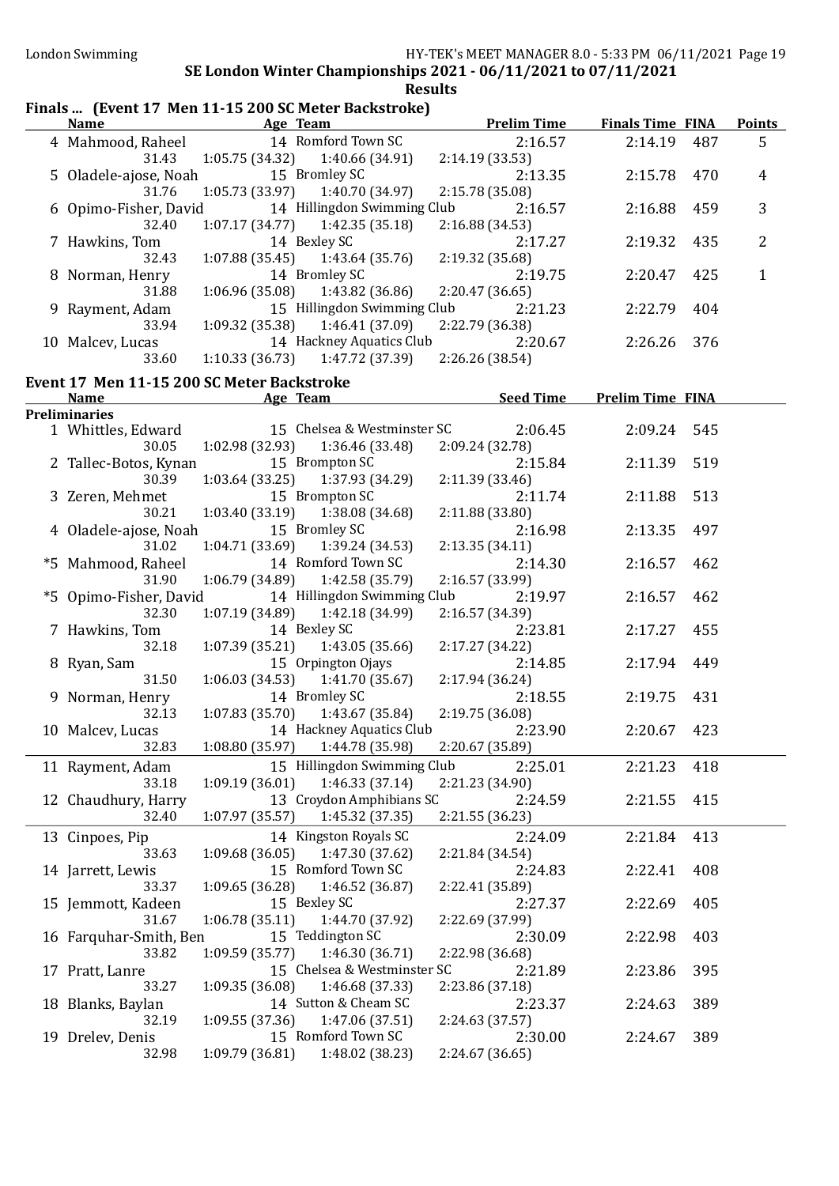SE London Winter Championships 2021 - 06/11/2021 to 07/11/2021

**Results**

### Finals ... (Event 17 Men 11-15 200 SC Meter Backstroke)

| | Name | Age | Team | Prelim Time | Finals Time | FINA | Points |
|---|---|---|---|---|---|---|---|
| 4 | Mahmood, Raheel | 14 | Romford Town SC | 2:16.57 | 2:14.19 | 487 | 5 |
| | 31.43 | 1:05.75 (34.32) | 1:40.66 (34.91) | 2:14.19 (33.53) | | | |
| 5 | Oladele-ajose, Noah | 15 | Bromley SC | 2:13.35 | 2:15.78 | 470 | 4 |
| | 31.76 | 1:05.73 (33.97) | 1:40.70 (34.97) | 2:15.78 (35.08) | | | |
| 6 | Opimo-Fisher, David | 14 | Hillingdon Swimming Club | 2:16.57 | 2:16.88 | 459 | 3 |
| | 32.40 | 1:07.17 (34.77) | 1:42.35 (35.18) | 2:16.88 (34.53) | | | |
| 7 | Hawkins, Tom | 14 | Bexley SC | 2:17.27 | 2:19.32 | 435 | 2 |
| | 32.43 | 1:07.88 (35.45) | 1:43.64 (35.76) | 2:19.32 (35.68) | | | |
| 8 | Norman, Henry | 14 | Bromley SC | 2:19.75 | 2:20.47 | 425 | 1 |
| | 31.88 | 1:06.96 (35.08) | 1:43.82 (36.86) | 2:20.47 (36.65) | | | |
| 9 | Rayment, Adam | 15 | Hillingdon Swimming Club | 2:21.23 | 2:22.79 | 404 | |
| | 33.94 | 1:09.32 (35.38) | 1:46.41 (37.09) | 2:22.79 (36.38) | | | |
| 10 | Malcev, Lucas | 14 | Hackney Aquatics Club | 2:20.67 | 2:26.26 | 376 | |
| | 33.60 | 1:10.33 (36.73) | 1:47.72 (37.39) | 2:26.26 (38.54) | | | |

### Event 17 Men 11-15 200 SC Meter Backstroke

**Preliminaries**

| | Name | Age | Team | Seed Time | Prelim Time | FINA |
|---|---|---|---|---|---|---|
| 1 | Whittles, Edward | 15 | Chelsea & Westminster SC | 2:06.45 | 2:09.24 | 545 |
| | 30.05 | 1:02.98 (32.93) | 1:36.46 (33.48) | 2:09.24 (32.78) | | |
| 2 | Tallec-Botos, Kynan | 15 | Brompton SC | 2:15.84 | 2:11.39 | 519 |
| | 30.39 | 1:03.64 (33.25) | 1:37.93 (34.29) | 2:11.39 (33.46) | | |
| 3 | Zeren, Mehmet | 15 | Brompton SC | 2:11.74 | 2:11.88 | 513 |
| | 30.21 | 1:03.40 (33.19) | 1:38.08 (34.68) | 2:11.88 (33.80) | | |
| 4 | Oladele-ajose, Noah | 15 | Bromley SC | 2:16.98 | 2:13.35 | 497 |
| | 31.02 | 1:04.71 (33.69) | 1:39.24 (34.53) | 2:13.35 (34.11) | | |
| *5 | Mahmood, Raheel | 14 | Romford Town SC | 2:14.30 | 2:16.57 | 462 |
| | 31.90 | 1:06.79 (34.89) | 1:42.58 (35.79) | 2:16.57 (33.99) | | |
| *5 | Opimo-Fisher, David | 14 | Hillingdon Swimming Club | 2:19.97 | 2:16.57 | 462 |
| | 32.30 | 1:07.19 (34.89) | 1:42.18 (34.99) | 2:16.57 (34.39) | | |
| 7 | Hawkins, Tom | 14 | Bexley SC | 2:23.81 | 2:17.27 | 455 |
| | 32.18 | 1:07.39 (35.21) | 1:43.05 (35.66) | 2:17.27 (34.22) | | |
| 8 | Ryan, Sam | 15 | Orpington Ojays | 2:14.85 | 2:17.94 | 449 |
| | 31.50 | 1:06.03 (34.53) | 1:41.70 (35.67) | 2:17.94 (36.24) | | |
| 9 | Norman, Henry | 14 | Bromley SC | 2:18.55 | 2:19.75 | 431 |
| | 32.13 | 1:07.83 (35.70) | 1:43.67 (35.84) | 2:19.75 (36.08) | | |
| 10 | Malcev, Lucas | 14 | Hackney Aquatics Club | 2:23.90 | 2:20.67 | 423 |
| | 32.83 | 1:08.80 (35.97) | 1:44.78 (35.98) | 2:20.67 (35.89) | | |
| 11 | Rayment, Adam | 15 | Hillingdon Swimming Club | 2:25.01 | 2:21.23 | 418 |
| | 33.18 | 1:09.19 (36.01) | 1:46.33 (37.14) | 2:21.23 (34.90) | | |
| 12 | Chaudhury, Harry | 13 | Croydon Amphibians SC | 2:24.59 | 2:21.55 | 415 |
| | 32.40 | 1:07.97 (35.57) | 1:45.32 (37.35) | 2:21.55 (36.23) | | |
| 13 | Cinpoes, Pip | 14 | Kingston Royals SC | 2:24.09 | 2:21.84 | 413 |
| | 33.63 | 1:09.68 (36.05) | 1:47.30 (37.62) | 2:21.84 (34.54) | | |
| 14 | Jarrett, Lewis | 15 | Romford Town SC | 2:24.83 | 2:22.41 | 408 |
| | 33.37 | 1:09.65 (36.28) | 1:46.52 (36.87) | 2:22.41 (35.89) | | |
| 15 | Jemmott, Kadeen | 15 | Bexley SC | 2:27.37 | 2:22.69 | 405 |
| | 31.67 | 1:06.78 (35.11) | 1:44.70 (37.92) | 2:22.69 (37.99) | | |
| 16 | Farquhar-Smith, Ben | 15 | Teddington SC | 2:30.09 | 2:22.98 | 403 |
| | 33.82 | 1:09.59 (35.77) | 1:46.30 (36.71) | 2:22.98 (36.68) | | |
| 17 | Pratt, Lanre | 15 | Chelsea & Westminster SC | 2:21.89 | 2:23.86 | 395 |
| | 33.27 | 1:09.35 (36.08) | 1:46.68 (37.33) | 2:23.86 (37.18) | | |
| 18 | Blanks, Baylan | 14 | Sutton & Cheam SC | 2:23.37 | 2:24.63 | 389 |
| | 32.19 | 1:09.55 (37.36) | 1:47.06 (37.51) | 2:24.63 (37.57) | | |
| 19 | Drelev, Denis | 15 | Romford Town SC | 2:30.00 | 2:24.67 | 389 |
| | 32.98 | 1:09.79 (36.81) | 1:48.02 (38.23) | 2:24.67 (36.65) | | |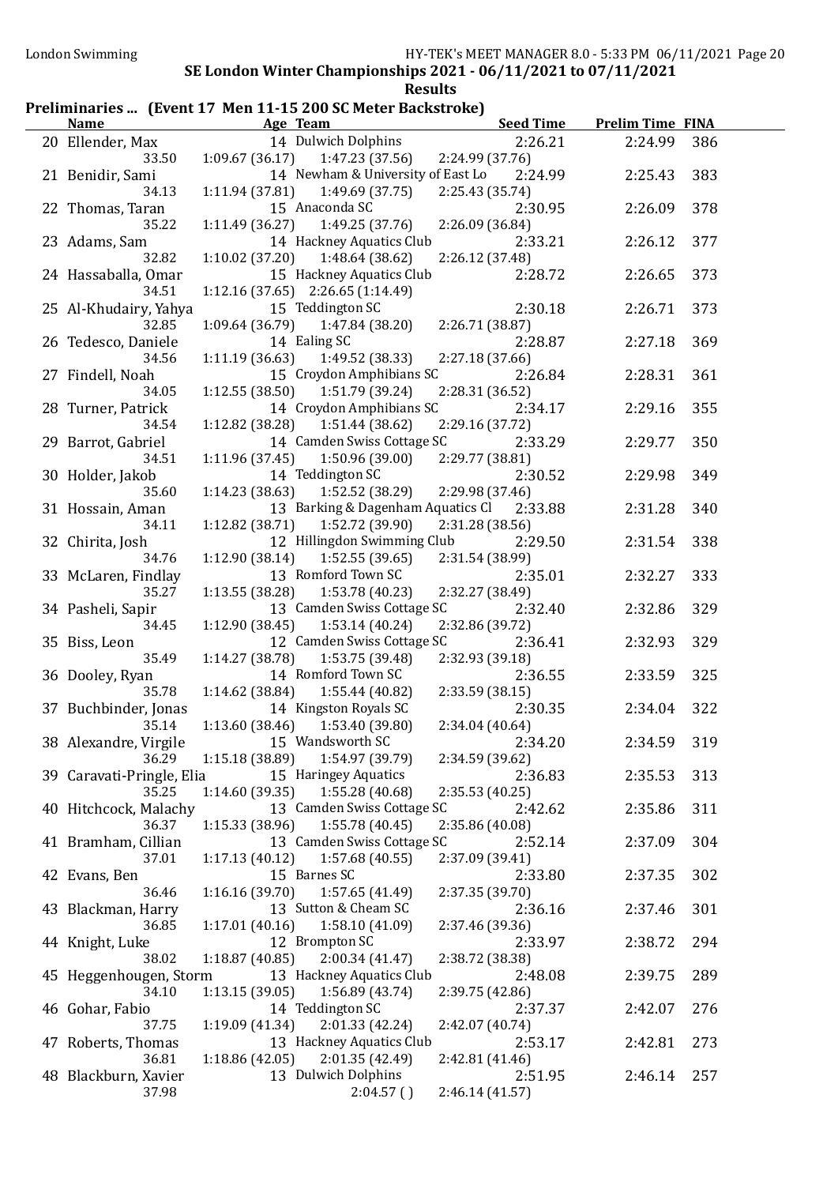SE London Winter Championships 2021 - 06/11/2021 to 07/11/2021

**Results**

## Preliminaries ... (Event 17 Men 11-15 200 SC Meter Backstroke)

| | Name | Age | Team | Seed Time | Prelim Time | FINA |
|---|---|---|---|---|---|---|
| 20 | Ellender, Max | 14 | Dulwich Dolphins | 2:26.21 | 2:24.99 | 386 |
| | 33.50 | 1:09.67 (36.17) | 1:47.23 (37.56) | 2:24.99 (37.76) | | |
| 21 | Benidir, Sami | 14 | Newham & University of East Lo | 2:24.99 | 2:25.43 | 383 |
| | 34.13 | 1:11.94 (37.81) | 1:49.69 (37.75) | 2:25.43 (35.74) | | |
| 22 | Thomas, Taran | 15 | Anaconda SC | 2:30.95 | 2:26.09 | 378 |
| | 35.22 | 1:11.49 (36.27) | 1:49.25 (37.76) | 2:26.09 (36.84) | | |
| 23 | Adams, Sam | 14 | Hackney Aquatics Club | 2:33.21 | 2:26.12 | 377 |
| | 32.82 | 1:10.02 (37.20) | 1:48.64 (38.62) | 2:26.12 (37.48) | | |
| 24 | Hassaballa, Omar | 15 | Hackney Aquatics Club | 2:28.72 | 2:26.65 | 373 |
| | 34.51 | 1:12.16 (37.65) | 2:26.65 (1:14.49) | | | |
| 25 | Al-Khudairy, Yahya | 15 | Teddington SC | 2:30.18 | 2:26.71 | 373 |
| | 32.85 | 1:09.64 (36.79) | 1:47.84 (38.20) | 2:26.71 (38.87) | | |
| 26 | Tedesco, Daniele | 14 | Ealing SC | 2:28.87 | 2:27.18 | 369 |
| | 34.56 | 1:11.19 (36.63) | 1:49.52 (38.33) | 2:27.18 (37.66) | | |
| 27 | Findell, Noah | 15 | Croydon Amphibians SC | 2:26.84 | 2:28.31 | 361 |
| | 34.05 | 1:12.55 (38.50) | 1:51.79 (39.24) | 2:28.31 (36.52) | | |
| 28 | Turner, Patrick | 14 | Croydon Amphibians SC | 2:34.17 | 2:29.16 | 355 |
| | 34.54 | 1:12.82 (38.28) | 1:51.44 (38.62) | 2:29.16 (37.72) | | |
| 29 | Barrot, Gabriel | 14 | Camden Swiss Cottage SC | 2:33.29 | 2:29.77 | 350 |
| | 34.51 | 1:11.96 (37.45) | 1:50.96 (39.00) | 2:29.77 (38.81) | | |
| 30 | Holder, Jakob | 14 | Teddington SC | 2:30.52 | 2:29.98 | 349 |
| | 35.60 | 1:14.23 (38.63) | 1:52.52 (38.29) | 2:29.98 (37.46) | | |
| 31 | Hossain, Aman | 13 | Barking & Dagenham Aquatics Cl | 2:33.88 | 2:31.28 | 340 |
| | 34.11 | 1:12.82 (38.71) | 1:52.72 (39.90) | 2:31.28 (38.56) | | |
| 32 | Chirita, Josh | 12 | Hillingdon Swimming Club | 2:29.50 | 2:31.54 | 338 |
| | 34.76 | 1:12.90 (38.14) | 1:52.55 (39.65) | 2:31.54 (38.99) | | |
| 33 | McLaren, Findlay | 13 | Romford Town SC | 2:35.01 | 2:32.27 | 333 |
| | 35.27 | 1:13.55 (38.28) | 1:53.78 (40.23) | 2:32.27 (38.49) | | |
| 34 | Pasheli, Sapir | 13 | Camden Swiss Cottage SC | 2:32.40 | 2:32.86 | 329 |
| | 34.45 | 1:12.90 (38.45) | 1:53.14 (40.24) | 2:32.86 (39.72) | | |
| 35 | Biss, Leon | 12 | Camden Swiss Cottage SC | 2:36.41 | 2:32.93 | 329 |
| | 35.49 | 1:14.27 (38.78) | 1:53.75 (39.48) | 2:32.93 (39.18) | | |
| 36 | Dooley, Ryan | 14 | Romford Town SC | 2:36.55 | 2:33.59 | 325 |
| | 35.78 | 1:14.62 (38.84) | 1:55.44 (40.82) | 2:33.59 (38.15) | | |
| 37 | Buchbinder, Jonas | 14 | Kingston Royals SC | 2:30.35 | 2:34.04 | 322 |
| | 35.14 | 1:13.60 (38.46) | 1:53.40 (39.80) | 2:34.04 (40.64) | | |
| 38 | Alexandre, Virgile | 15 | Wandsworth SC | 2:34.20 | 2:34.59 | 319 |
| | 36.29 | 1:15.18 (38.89) | 1:54.97 (39.79) | 2:34.59 (39.62) | | |
| 39 | Caravati-Pringle, Elia | 15 | Haringey Aquatics | 2:36.83 | 2:35.53 | 313 |
| | 35.25 | 1:14.60 (39.35) | 1:55.28 (40.68) | 2:35.53 (40.25) | | |
| 40 | Hitchcock, Malachy | 13 | Camden Swiss Cottage SC | 2:42.62 | 2:35.86 | 311 |
| | 36.37 | 1:15.33 (38.96) | 1:55.78 (40.45) | 2:35.86 (40.08) | | |
| 41 | Bramham, Cillian | 13 | Camden Swiss Cottage SC | 2:52.14 | 2:37.09 | 304 |
| | 37.01 | 1:17.13 (40.12) | 1:57.68 (40.55) | 2:37.09 (39.41) | | |
| 42 | Evans, Ben | 15 | Barnes SC | 2:33.80 | 2:37.35 | 302 |
| | 36.46 | 1:16.16 (39.70) | 1:57.65 (41.49) | 2:37.35 (39.70) | | |
| 43 | Blackman, Harry | 13 | Sutton & Cheam SC | 2:36.16 | 2:37.46 | 301 |
| | 36.85 | 1:17.01 (40.16) | 1:58.10 (41.09) | 2:37.46 (39.36) | | |
| 44 | Knight, Luke | 12 | Brompton SC | 2:33.97 | 2:38.72 | 294 |
| | 38.02 | 1:18.87 (40.85) | 2:00.34 (41.47) | 2:38.72 (38.38) | | |
| 45 | Heggenhougen, Storm | 13 | Hackney Aquatics Club | 2:48.08 | 2:39.75 | 289 |
| | 34.10 | 1:13.15 (39.05) | 1:56.89 (43.74) | 2:39.75 (42.86) | | |
| 46 | Gohar, Fabio | 14 | Teddington SC | 2:37.37 | 2:42.07 | 276 |
| | 37.75 | 1:19.09 (41.34) | 2:01.33 (42.24) | 2:42.07 (40.74) | | |
| 47 | Roberts, Thomas | 13 | Hackney Aquatics Club | 2:53.17 | 2:42.81 | 273 |
| | 36.81 | 1:18.86 (42.05) | 2:01.35 (42.49) | 2:42.81 (41.46) | | |
| 48 | Blackburn, Xavier | 13 | Dulwich Dolphins | 2:51.95 | 2:46.14 | 257 |
| | 37.98 | | 2:04.57 ( ) | 2:46.14 (41.57) | | |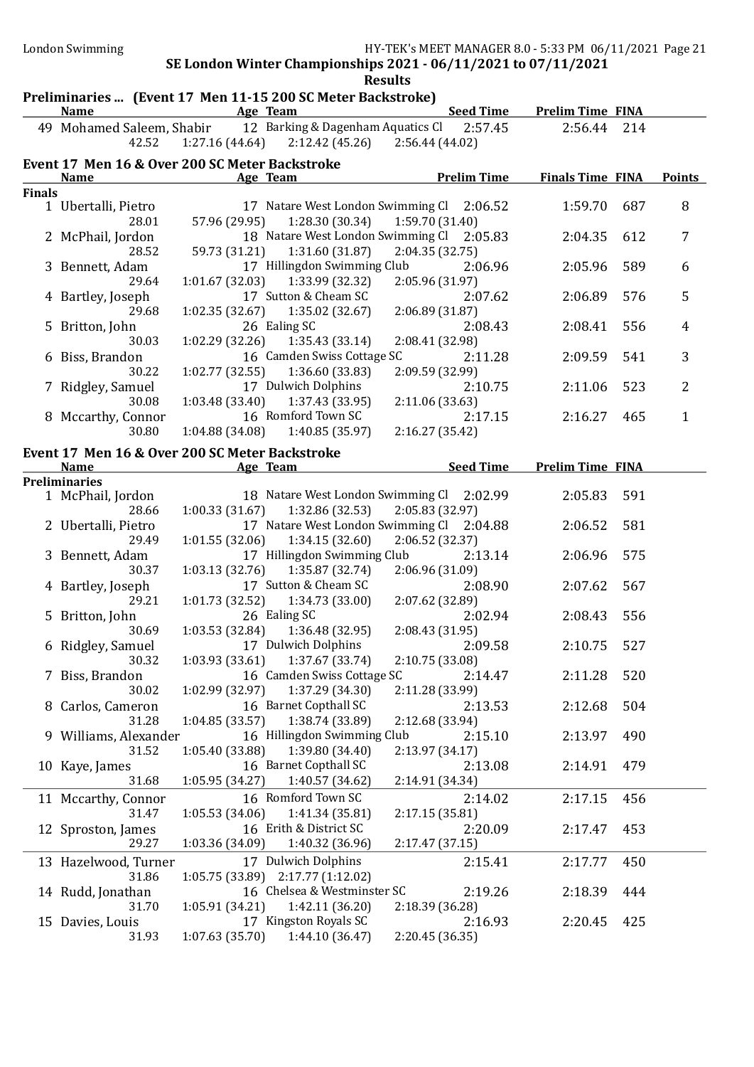SE London Winter Championships 2021 - 06/11/2021 to 07/11/2021

Results

## Preliminaries ... (Event 17 Men 11-15 200 SC Meter Backstroke)

| | Name | Age | Team | Seed Time | Prelim Time | FINA |
|---|---|---|---|---|---|---|
| 49 | Mohamed Saleem, Shabir | 12 | Barking & Dagenham Aquatics Cl | 2:57.45 | 2:56.44 | 214 |
| | 42.52 | 1:27.16 (44.64) | 2:12.42 (45.26) | 2:56.44 (44.02) | | |

## Event 17 Men 16 & Over 200 SC Meter Backstroke

| | Name | Age | Team | Prelim Time | Finals Time | FINA | Points |
|---|---|---|---|---|---|---|---|
| **Finals** | | | | | | | |
| 1 | Ubertalli, Pietro | 17 | Natare West London Swimming Cl | 2:06.52 | 1:59.70 | 687 | 8 |
| | 28.01 | 57.96 (29.95) | 1:28.30 (30.34) | 1:59.70 (31.40) | | | |
| 2 | McPhail, Jordon | 18 | Natare West London Swimming Cl | 2:05.83 | 2:04.35 | 612 | 7 |
| | 28.52 | 59.73 (31.21) | 1:31.60 (31.87) | 2:04.35 (32.75) | | | |
| 3 | Bennett, Adam | 17 | Hillingdon Swimming Club | 2:06.96 | 2:05.96 | 589 | 6 |
| | 29.64 | 1:01.67 (32.03) | 1:33.99 (32.32) | 2:05.96 (31.97) | | | |
| 4 | Bartley, Joseph | 17 | Sutton & Cheam SC | 2:07.62 | 2:06.89 | 576 | 5 |
| | 29.68 | 1:02.35 (32.67) | 1:35.02 (32.67) | 2:06.89 (31.87) | | | |
| 5 | Britton, John | 26 | Ealing SC | 2:08.43 | 2:08.41 | 556 | 4 |
| | 30.03 | 1:02.29 (32.26) | 1:35.43 (33.14) | 2:08.41 (32.98) | | | |
| 6 | Biss, Brandon | 16 | Camden Swiss Cottage SC | 2:11.28 | 2:09.59 | 541 | 3 |
| | 30.22 | 1:02.77 (32.55) | 1:36.60 (33.83) | 2:09.59 (32.99) | | | |
| 7 | Ridgley, Samuel | 17 | Dulwich Dolphins | 2:10.75 | 2:11.06 | 523 | 2 |
| | 30.08 | 1:03.48 (33.40) | 1:37.43 (33.95) | 2:11.06 (33.63) | | | |
| 8 | Mccarthy, Connor | 16 | Romford Town SC | 2:17.15 | 2:16.27 | 465 | 1 |
| | 30.80 | 1:04.88 (34.08) | 1:40.85 (35.97) | 2:16.27 (35.42) | | | |

## Event 17 Men 16 & Over 200 SC Meter Backstroke

| | Name | Age | Team | Seed Time | Prelim Time | FINA |
|---|---|---|---|---|---|---|
| **Preliminaries** | | | | | | |
| 1 | McPhail, Jordon | 18 | Natare West London Swimming Cl | 2:02.99 | 2:05.83 | 591 |
| | 28.66 | 1:00.33 (31.67) | 1:32.86 (32.53) | 2:05.83 (32.97) | | |
| 2 | Ubertalli, Pietro | 17 | Natare West London Swimming Cl | 2:04.88 | 2:06.52 | 581 |
| | 29.49 | 1:01.55 (32.06) | 1:34.15 (32.60) | 2:06.52 (32.37) | | |
| 3 | Bennett, Adam | 17 | Hillingdon Swimming Club | 2:13.14 | 2:06.96 | 575 |
| | 30.37 | 1:03.13 (32.76) | 1:35.87 (32.74) | 2:06.96 (31.09) | | |
| 4 | Bartley, Joseph | 17 | Sutton & Cheam SC | 2:08.90 | 2:07.62 | 567 |
| | 29.21 | 1:01.73 (32.52) | 1:34.73 (33.00) | 2:07.62 (32.89) | | |
| 5 | Britton, John | 26 | Ealing SC | 2:02.94 | 2:08.43 | 556 |
| | 30.69 | 1:03.53 (32.84) | 1:36.48 (32.95) | 2:08.43 (31.95) | | |
| 6 | Ridgley, Samuel | 17 | Dulwich Dolphins | 2:09.58 | 2:10.75 | 527 |
| | 30.32 | 1:03.93 (33.61) | 1:37.67 (33.74) | 2:10.75 (33.08) | | |
| 7 | Biss, Brandon | 16 | Camden Swiss Cottage SC | 2:14.47 | 2:11.28 | 520 |
| | 30.02 | 1:02.99 (32.97) | 1:37.29 (34.30) | 2:11.28 (33.99) | | |
| 8 | Carlos, Cameron | 16 | Barnet Copthall SC | 2:13.53 | 2:12.68 | 504 |
| | 31.28 | 1:04.85 (33.57) | 1:38.74 (33.89) | 2:12.68 (33.94) | | |
| 9 | Williams, Alexander | 16 | Hillingdon Swimming Club | 2:15.10 | 2:13.97 | 490 |
| | 31.52 | 1:05.40 (33.88) | 1:39.80 (34.40) | 2:13.97 (34.17) | | |
| 10 | Kaye, James | 16 | Barnet Copthall SC | 2:13.08 | 2:14.91 | 479 |
| | 31.68 | 1:05.95 (34.27) | 1:40.57 (34.62) | 2:14.91 (34.34) | | |
| 11 | Mccarthy, Connor | 16 | Romford Town SC | 2:14.02 | 2:17.15 | 456 |
| | 31.47 | 1:05.53 (34.06) | 1:41.34 (35.81) | 2:17.15 (35.81) | | |
| 12 | Sproston, James | 16 | Erith & District SC | 2:20.09 | 2:17.47 | 453 |
| | 29.27 | 1:03.36 (34.09) | 1:40.32 (36.96) | 2:17.47 (37.15) | | |
| 13 | Hazelwood, Turner | 17 | Dulwich Dolphins | 2:15.41 | 2:17.77 | 450 |
| | 31.86 | 1:05.75 (33.89) | 2:17.77 (1:12.02) | | | |
| 14 | Rudd, Jonathan | 16 | Chelsea & Westminster SC | 2:19.26 | 2:18.39 | 444 |
| | 31.70 | 1:05.91 (34.21) | 1:42.11 (36.20) | 2:18.39 (36.28) | | |
| 15 | Davies, Louis | 17 | Kingston Royals SC | 2:16.93 | 2:20.45 | 425 |
| | 31.93 | 1:07.63 (35.70) | 1:44.10 (36.47) | 2:20.45 (36.35) | | |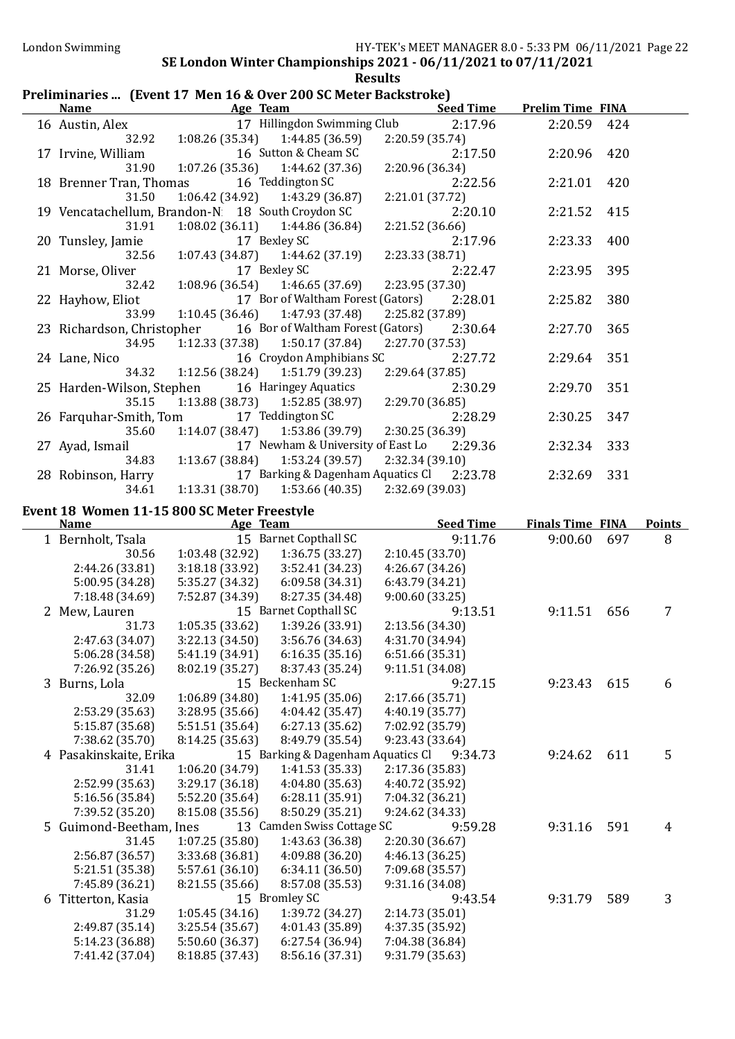SE London Winter Championships 2021 - 06/11/2021 to 07/11/2021

**Results**

## Preliminaries ... (Event 17 Men 16 & Over 200 SC Meter Backstroke)

| | Name | Age | Team | Seed Time | Prelim Time | FINA |
|---|---|---|---|---|---|---|
| 16 | Austin, Alex | 17 | Hillingdon Swimming Club | 2:17.96 | 2:20.59 | 424 |
| | 32.92 | 1:08.26 (35.34) | 1:44.85 (36.59) | 2:20.59 (35.74) | | |
| 17 | Irvine, William | 16 | Sutton & Cheam SC | 2:17.50 | 2:20.96 | 420 |
| | 31.90 | 1:07.26 (35.36) | 1:44.62 (37.36) | 2:20.96 (36.34) | | |
| 18 | Brenner Tran, Thomas | 16 | Teddington SC | 2:22.56 | 2:21.01 | 420 |
| | 31.50 | 1:06.42 (34.92) | 1:43.29 (36.87) | 2:21.01 (37.72) | | |
| 19 | Vencatachellum, Brandon-N | 18 | South Croydon SC | 2:20.10 | 2:21.52 | 415 |
| | 31.91 | 1:08.02 (36.11) | 1:44.86 (36.84) | 2:21.52 (36.66) | | |
| 20 | Tunsley, Jamie | 17 | Bexley SC | 2:17.96 | 2:23.33 | 400 |
| | 32.56 | 1:07.43 (34.87) | 1:44.62 (37.19) | 2:23.33 (38.71) | | |
| 21 | Morse, Oliver | 17 | Bexley SC | 2:22.47 | 2:23.95 | 395 |
| | 32.42 | 1:08.96 (36.54) | 1:46.65 (37.69) | 2:23.95 (37.30) | | |
| 22 | Hayhow, Eliot | 17 | Bor of Waltham Forest (Gators) | 2:28.01 | 2:25.82 | 380 |
| | 33.99 | 1:10.45 (36.46) | 1:47.93 (37.48) | 2:25.82 (37.89) | | |
| 23 | Richardson, Christopher | 16 | Bor of Waltham Forest (Gators) | 2:30.64 | 2:27.70 | 365 |
| | 34.95 | 1:12.33 (37.38) | 1:50.17 (37.84) | 2:27.70 (37.53) | | |
| 24 | Lane, Nico | 16 | Croydon Amphibians SC | 2:27.72 | 2:29.64 | 351 |
| | 34.32 | 1:12.56 (38.24) | 1:51.79 (39.23) | 2:29.64 (37.85) | | |
| 25 | Harden-Wilson, Stephen | 16 | Haringey Aquatics | 2:30.29 | 2:29.70 | 351 |
| | 35.15 | 1:13.88 (38.73) | 1:52.85 (38.97) | 2:29.70 (36.85) | | |
| 26 | Farquhar-Smith, Tom | 17 | Teddington SC | 2:28.29 | 2:30.25 | 347 |
| | 35.60 | 1:14.07 (38.47) | 1:53.86 (39.79) | 2:30.25 (36.39) | | |
| 27 | Ayad, Ismail | 17 | Newham & University of East Lo | 2:29.36 | 2:32.34 | 333 |
| | 34.83 | 1:13.67 (38.84) | 1:53.24 (39.57) | 2:32.34 (39.10) | | |
| 28 | Robinson, Harry | 17 | Barking & Dagenham Aquatics Cl | 2:23.78 | 2:32.69 | 331 |
| | 34.61 | 1:13.31 (38.70) | 1:53.66 (40.35) | 2:32.69 (39.03) | | |

## Event 18 Women 11-15 800 SC Meter Freestyle

| | Name | Age | Team | Seed Time | Finals Time | FINA | Points |
|---|---|---|---|---|---|---|---|
| 1 | Bernholt, Tsala | 15 | Barnet Copthall SC | 9:11.76 | 9:00.60 | 697 | 8 |
| | 30.56 | 1:03.48 (32.92) | 1:36.75 (33.27) | 2:10.45 (33.70) | | | |
| | 2:44.26 (33.81) | 3:18.18 (33.92) | 3:52.41 (34.23) | 4:26.67 (34.26) | | | |
| | 5:00.95 (34.28) | 5:35.27 (34.32) | 6:09.58 (34.31) | 6:43.79 (34.21) | | | |
| | 7:18.48 (34.69) | 7:52.87 (34.39) | 8:27.35 (34.48) | 9:00.60 (33.25) | | | |
| 2 | Mew, Lauren | 15 | Barnet Copthall SC | 9:13.51 | 9:11.51 | 656 | 7 |
| | 31.73 | 1:05.35 (33.62) | 1:39.26 (33.91) | 2:13.56 (34.30) | | | |
| | 2:47.63 (34.07) | 3:22.13 (34.50) | 3:56.76 (34.63) | 4:31.70 (34.94) | | | |
| | 5:06.28 (34.58) | 5:41.19 (34.91) | 6:16.35 (35.16) | 6:51.66 (35.31) | | | |
| | 7:26.92 (35.26) | 8:02.19 (35.27) | 8:37.43 (35.24) | 9:11.51 (34.08) | | | |
| 3 | Burns, Lola | 15 | Beckenham SC | 9:27.15 | 9:23.43 | 615 | 6 |
| | 32.09 | 1:06.89 (34.80) | 1:41.95 (35.06) | 2:17.66 (35.71) | | | |
| | 2:53.29 (35.63) | 3:28.95 (35.66) | 4:04.42 (35.47) | 4:40.19 (35.77) | | | |
| | 5:15.87 (35.68) | 5:51.51 (35.64) | 6:27.13 (35.62) | 7:02.92 (35.79) | | | |
| | 7:38.62 (35.70) | 8:14.25 (35.63) | 8:49.79 (35.54) | 9:23.43 (33.64) | | | |
| 4 | Pasakinskaite, Erika | 15 | Barking & Dagenham Aquatics Cl | 9:34.73 | 9:24.62 | 611 | 5 |
| | 31.41 | 1:06.20 (34.79) | 1:41.53 (35.33) | 2:17.36 (35.83) | | | |
| | 2:52.99 (35.63) | 3:29.17 (36.18) | 4:04.80 (35.63) | 4:40.72 (35.92) | | | |
| | 5:16.56 (35.84) | 5:52.20 (35.64) | 6:28.11 (35.91) | 7:04.32 (36.21) | | | |
| | 7:39.52 (35.20) | 8:15.08 (35.56) | 8:50.29 (35.21) | 9:24.62 (34.33) | | | |
| 5 | Guimond-Beetham, Ines | 13 | Camden Swiss Cottage SC | 9:59.28 | 9:31.16 | 591 | 4 |
| | 31.45 | 1:07.25 (35.80) | 1:43.63 (36.38) | 2:20.30 (36.67) | | | |
| | 2:56.87 (36.57) | 3:33.68 (36.81) | 4:09.88 (36.20) | 4:46.13 (36.25) | | | |
| | 5:21.51 (35.38) | 5:57.61 (36.10) | 6:34.11 (36.50) | 7:09.68 (35.57) | | | |
| | 7:45.89 (36.21) | 8:21.55 (35.66) | 8:57.08 (35.53) | 9:31.16 (34.08) | | | |
| 6 | Titterton, Kasia | 15 | Bromley SC | 9:43.54 | 9:31.79 | 589 | 3 |
| | 31.29 | 1:05.45 (34.16) | 1:39.72 (34.27) | 2:14.73 (35.01) | | | |
| | 2:49.87 (35.14) | 3:25.54 (35.67) | 4:01.43 (35.89) | 4:37.35 (35.92) | | | |
| | 5:14.23 (36.88) | 5:50.60 (36.37) | 6:27.54 (36.94) | 7:04.38 (36.84) | | | |
| | 7:41.42 (37.04) | 8:18.85 (37.43) | 8:56.16 (37.31) | 9:31.79 (35.63) | | | |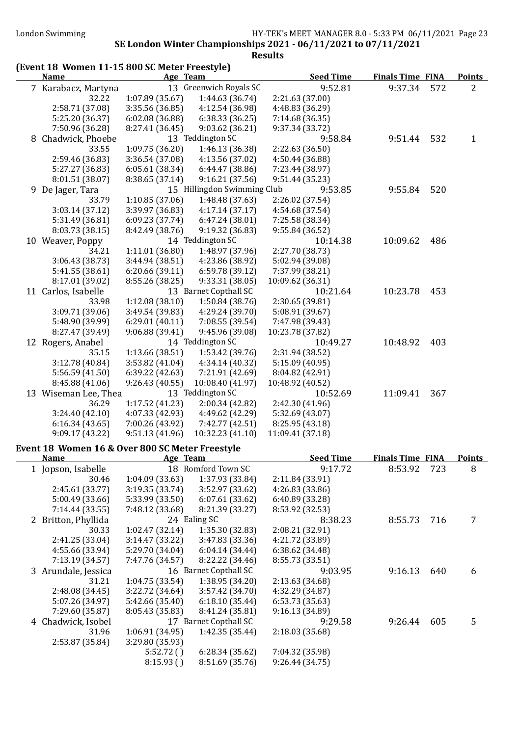**SE London Winter Championships 2021 - 06/11/2021 to 07/11/2021**

**Results**

## (Event 18 Women 11-15 800 SC Meter Freestyle)

| Name | Age | Team | Seed Time | Finals Time | FINA | Points |
|---|---|---|---|---|---|---|
| 7 Karabacz, Martyna | 13 | Greenwich Royals SC | 9:52.81 | 9:37.34 | 572 | 2 |
| 32.22 | 1:07.89 (35.67) | 1:44.63 (36.74) | 2:21.63 (37.00) | | | |
| 2:58.71 (37.08) | 3:35.56 (36.85) | 4:12.54 (36.98) | 4:48.83 (36.29) | | | |
| 5:25.20 (36.37) | 6:02.08 (36.88) | 6:38.33 (36.25) | 7:14.68 (36.35) | | | |
| 7:50.96 (36.28) | 8:27.41 (36.45) | 9:03.62 (36.21) | 9:37.34 (33.72) | | | |
| 8 Chadwick, Phoebe | 13 | Teddington SC | 9:58.84 | 9:51.44 | 532 | 1 |
| 33.55 | 1:09.75 (36.20) | 1:46.13 (36.38) | 2:22.63 (36.50) | | | |
| 2:59.46 (36.83) | 3:36.54 (37.08) | 4:13.56 (37.02) | 4:50.44 (36.88) | | | |
| 5:27.27 (36.83) | 6:05.61 (38.34) | 6:44.47 (38.86) | 7:23.44 (38.97) | | | |
| 8:01.51 (38.07) | 8:38.65 (37.14) | 9:16.21 (37.56) | 9:51.44 (35.23) | | | |
| 9 De Jager, Tara | 15 | Hillingdon Swimming Club | 9:53.85 | 9:55.84 | 520 | |
| 33.79 | 1:10.85 (37.06) | 1:48.48 (37.63) | 2:26.02 (37.54) | | | |
| 3:03.14 (37.12) | 3:39.97 (36.83) | 4:17.14 (37.17) | 4:54.68 (37.54) | | | |
| 5:31.49 (36.81) | 6:09.23 (37.74) | 6:47.24 (38.01) | 7:25.58 (38.34) | | | |
| 8:03.73 (38.15) | 8:42.49 (38.76) | 9:19.32 (36.83) | 9:55.84 (36.52) | | | |
| 10 Weaver, Poppy | 14 | Teddington SC | 10:14.38 | 10:09.62 | 486 | |
| 34.21 | 1:11.01 (36.80) | 1:48.97 (37.96) | 2:27.70 (38.73) | | | |
| 3:06.43 (38.73) | 3:44.94 (38.51) | 4:23.86 (38.92) | 5:02.94 (39.08) | | | |
| 5:41.55 (38.61) | 6:20.66 (39.11) | 6:59.78 (39.12) | 7:37.99 (38.21) | | | |
| 8:17.01 (39.02) | 8:55.26 (38.25) | 9:33.31 (38.05) | 10:09.62 (36.31) | | | |
| 11 Carlos, Isabelle | 13 | Barnet Copthall SC | 10:21.64 | 10:23.78 | 453 | |
| 33.98 | 1:12.08 (38.10) | 1:50.84 (38.76) | 2:30.65 (39.81) | | | |
| 3:09.71 (39.06) | 3:49.54 (39.83) | 4:29.24 (39.70) | 5:08.91 (39.67) | | | |
| 5:48.90 (39.99) | 6:29.01 (40.11) | 7:08.55 (39.54) | 7:47.98 (39.43) | | | |
| 8:27.47 (39.49) | 9:06.88 (39.41) | 9:45.96 (39.08) | 10:23.78 (37.82) | | | |
| 12 Rogers, Anabel | 14 | Teddington SC | 10:49.27 | 10:48.92 | 403 | |
| 35.15 | 1:13.66 (38.51) | 1:53.42 (39.76) | 2:31.94 (38.52) | | | |
| 3:12.78 (40.84) | 3:53.82 (41.04) | 4:34.14 (40.32) | 5:15.09 (40.95) | | | |
| 5:56.59 (41.50) | 6:39.22 (42.63) | 7:21.91 (42.69) | 8:04.82 (42.91) | | | |
| 8:45.88 (41.06) | 9:26.43 (40.55) | 10:08.40 (41.97) | 10:48.92 (40.52) | | | |
| 13 Wiseman Lee, Thea | 13 | Teddington SC | 10:52.69 | 11:09.41 | 367 | |
| 36.29 | 1:17.52 (41.23) | 2:00.34 (42.82) | 2:42.30 (41.96) | | | |
| 3:24.40 (42.10) | 4:07.33 (42.93) | 4:49.62 (42.29) | 5:32.69 (43.07) | | | |
| 6:16.34 (43.65) | 7:00.26 (43.92) | 7:42.77 (42.51) | 8:25.95 (43.18) | | | |
| 9:09.17 (43.22) | 9:51.13 (41.96) | 10:32.23 (41.10) | 11:09.41 (37.18) | | | |

## Event 18 Women 16 & Over 800 SC Meter Freestyle

| Name | Age | Team | Seed Time | Finals Time | FINA | Points |
|---|---|---|---|---|---|---|
| 1 Jopson, Isabelle | 18 | Romford Town SC | 9:17.72 | 8:53.92 | 723 | 8 |
| 30.46 | 1:04.09 (33.63) | 1:37.93 (33.84) | 2:11.84 (33.91) | | | |
| 2:45.61 (33.77) | 3:19.35 (33.74) | 3:52.97 (33.62) | 4:26.83 (33.86) | | | |
| 5:00.49 (33.66) | 5:33.99 (33.50) | 6:07.61 (33.62) | 6:40.89 (33.28) | | | |
| 7:14.44 (33.55) | 7:48.12 (33.68) | 8:21.39 (33.27) | 8:53.92 (32.53) | | | |
| 2 Britton, Phyllida | 24 | Ealing SC | 8:38.23 | 8:55.73 | 716 | 7 |
| 30.33 | 1:02.47 (32.14) | 1:35.30 (32.83) | 2:08.21 (32.91) | | | |
| 2:41.25 (33.04) | 3:14.47 (33.22) | 3:47.83 (33.36) | 4:21.72 (33.89) | | | |
| 4:55.66 (33.94) | 5:29.70 (34.04) | 6:04.14 (34.44) | 6:38.62 (34.48) | | | |
| 7:13.19 (34.57) | 7:47.76 (34.57) | 8:22.22 (34.46) | 8:55.73 (33.51) | | | |
| 3 Arundale, Jessica | 16 | Barnet Copthall SC | 9:03.95 | 9:16.13 | 640 | 6 |
| 31.21 | 1:04.75 (33.54) | 1:38.95 (34.20) | 2:13.63 (34.68) | | | |
| 2:48.08 (34.45) | 3:22.72 (34.64) | 3:57.42 (34.70) | 4:32.29 (34.87) | | | |
| 5:07.26 (34.97) | 5:42.66 (35.40) | 6:18.10 (35.44) | 6:53.73 (35.63) | | | |
| 7:29.60 (35.87) | 8:05.43 (35.83) | 8:41.24 (35.81) | 9:16.13 (34.89) | | | |
| 4 Chadwick, Isobel | 17 | Barnet Copthall SC | 9:29.58 | 9:26.44 | 605 | 5 |
| 31.96 | 1:06.91 (34.95) | 1:42.35 (35.44) | 2:18.03 (35.68) | | | |
| 2:53.87 (35.84) | 3:29.80 (35.93) | | | | | |
| | 5:52.72 ( ) | 6:28.34 (35.62) | 7:04.32 (35.98) | | | |
| | 8:15.93 ( ) | 8:51.69 (35.76) | 9:26.44 (34.75) | | | |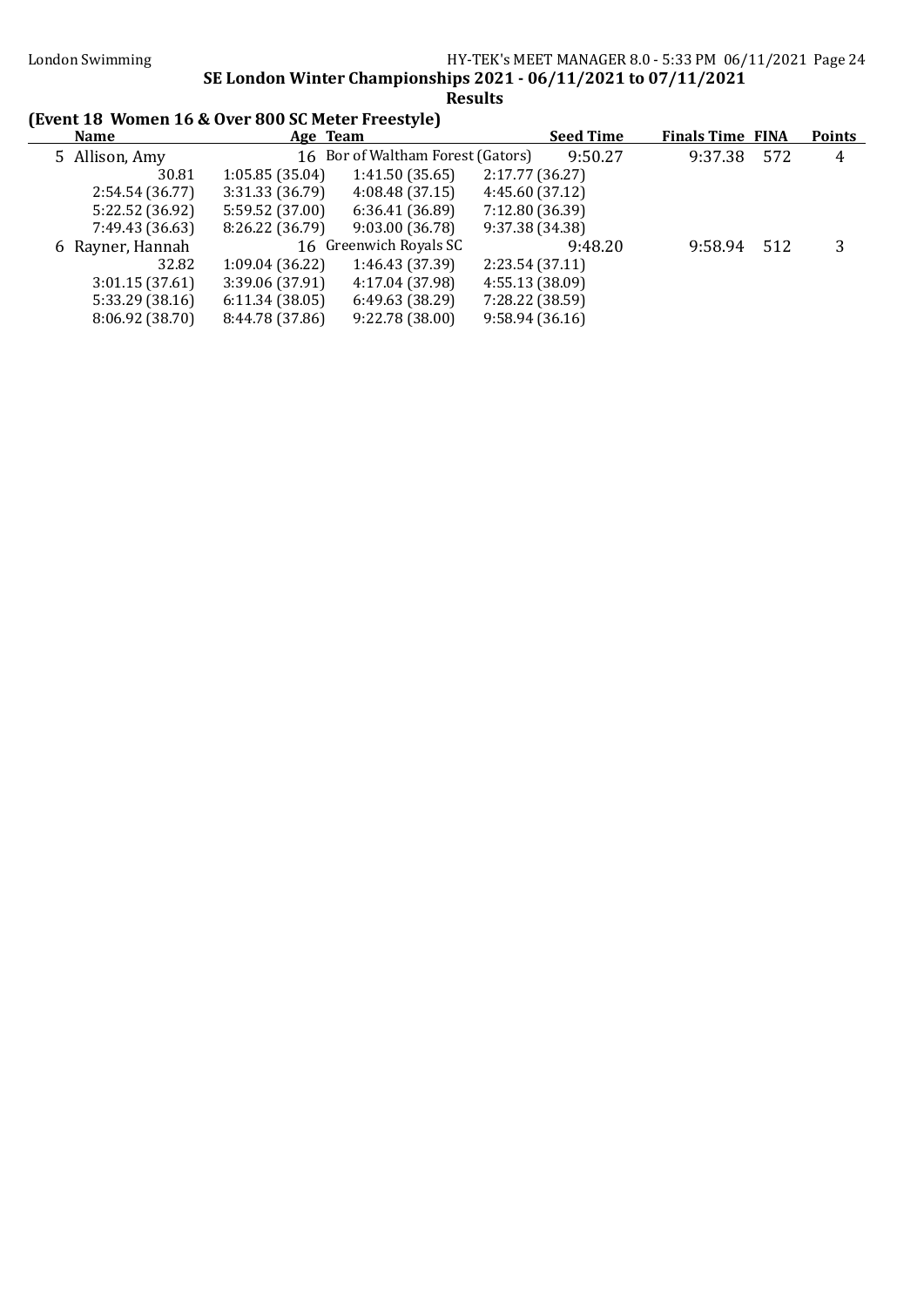## SE London Winter Championships 2021 - 06/11/2021 to 07/11/2021

### Results

### (Event 18 Women 16 & Over 800 SC Meter Freestyle)

| Name | Age | Team | Seed Time | Finals Time | FINA | Points |
|---|---|---|---|---|---|---|
| 5 Allison, Amy | 16 | Bor of Waltham Forest (Gators) | 9:50.27 | 9:37.38 | 572 | 4 |
| 6 Rayner, Hannah | 16 | Greenwich Royals SC | 9:48.20 | 9:58.94 | 512 | 3 |

Allison, Amy splits:

| | | | |
|---|---|---|---|
| 30.81 | 1:05.85 (35.04) | 1:41.50 (35.65) | 2:17.77 (36.27) |
| 2:54.54 (36.77) | 3:31.33 (36.79) | 4:08.48 (37.15) | 4:45.60 (37.12) |
| 5:22.52 (36.92) | 5:59.52 (37.00) | 6:36.41 (36.89) | 7:12.80 (36.39) |
| 7:49.43 (36.63) | 8:26.22 (36.79) | 9:03.00 (36.78) | 9:37.38 (34.38) |

Rayner, Hannah splits:

| | | | |
|---|---|---|---|
| 32.82 | 1:09.04 (36.22) | 1:46.43 (37.39) | 2:23.54 (37.11) |
| 3:01.15 (37.61) | 3:39.06 (37.91) | 4:17.04 (37.98) | 4:55.13 (38.09) |
| 5:33.29 (38.16) | 6:11.34 (38.05) | 6:49.63 (38.29) | 7:28.22 (38.59) |
| 8:06.92 (38.70) | 8:44.78 (37.86) | 9:22.78 (38.00) | 9:58.94 (36.16) |